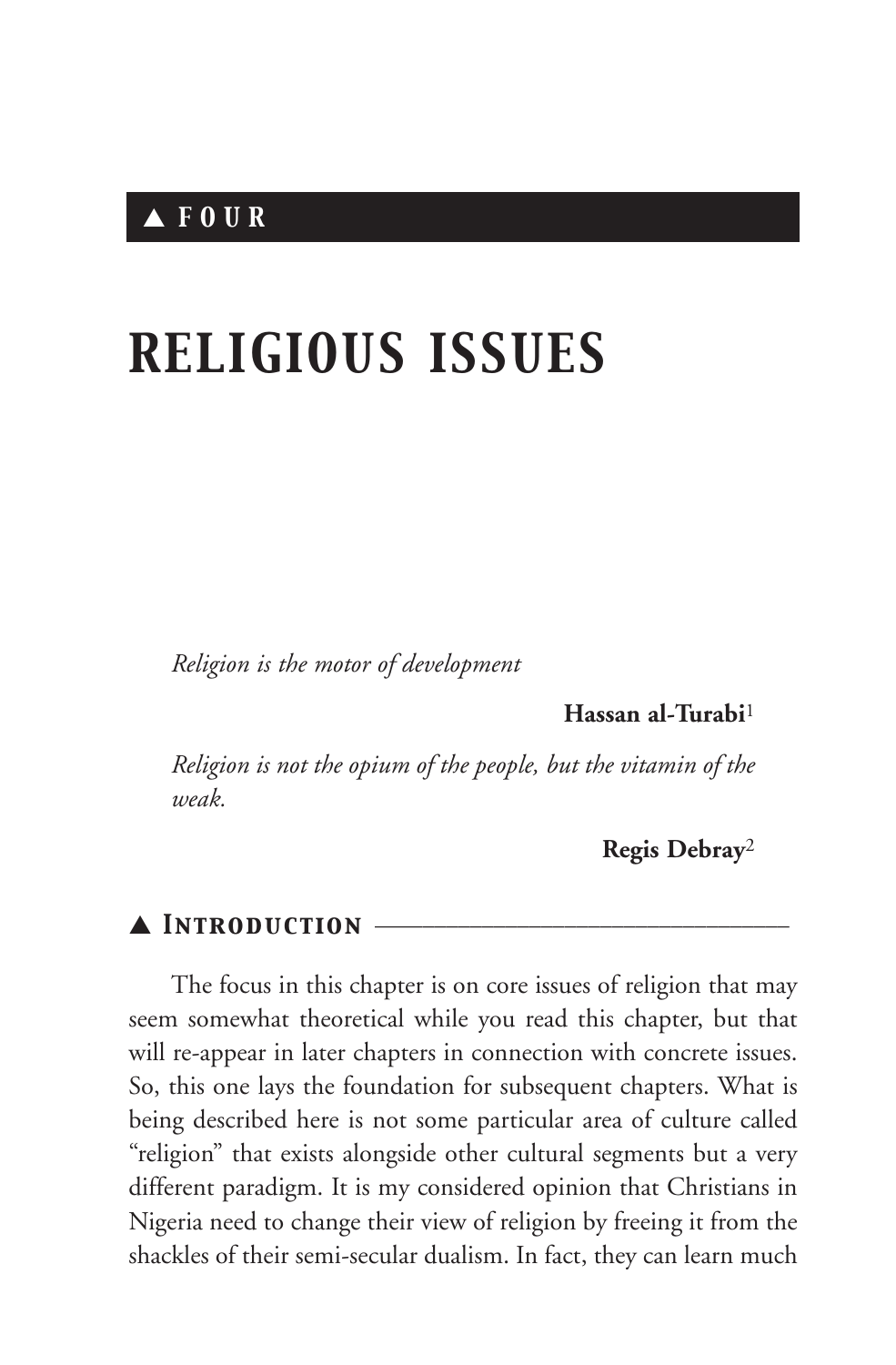▲ FOUR

# RELIGIOUS ISSUES

*Religion is the motor of development*

**Hassan al-Turabi**[1]

*Religion is not the opium of the people, but the vitamin of the weak.*

**Regis Debray**[2]

## ▲ Introduction

The focus in this chapter is on core issues of religion that may seem somewhat theoretical while you read this chapter, but that will re-appear in later chapters in connection with concrete issues. So, this one lays the foundation for subsequent chapters. What is being described here is not some particular area of culture called "religion" that exists alongside other cultural segments but a very different paradigm. It is my considered opinion that Christians in Nigeria need to change their view of religion by freeing it from the shackles of their semi-secular dualism. In fact, they can learn much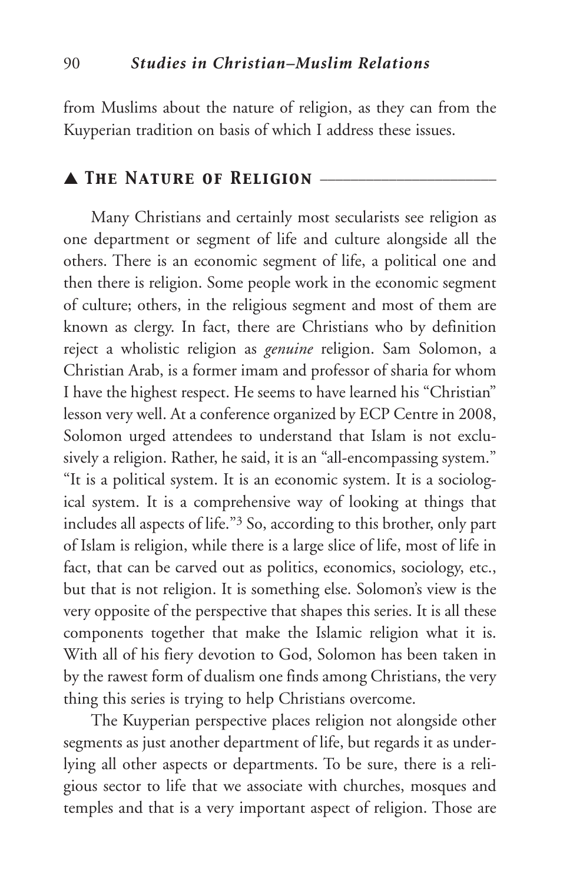from Muslims about the nature of religion, as they can from the Kuyperian tradition on basis of which I address these issues.

## ▲ The Nature of Religion

Many Christians and certainly most secularists see religion as one department or segment of life and culture alongside all the others. There is an economic segment of life, a political one and then there is religion. Some people work in the economic segment of culture; others, in the religious segment and most of them are known as clergy. In fact, there are Christians who by definition reject a wholistic religion as *genuine* religion. Sam Solomon, a Christian Arab, is a former imam and professor of sharia for whom I have the highest respect. He seems to have learned his "Christian" lesson very well. At a conference organized by ECP Centre in 2008, Solomon urged attendees to understand that Islam is not exclusively a religion. Rather, he said, it is an "all-encompassing system." "It is a political system. It is an economic system. It is a sociological system. It is a comprehensive way of looking at things that includes all aspects of life."[3] So, according to this brother, only part of Islam is religion, while there is a large slice of life, most of life in fact, that can be carved out as politics, economics, sociology, etc., but that is not religion. It is something else. Solomon's view is the very opposite of the perspective that shapes this series. It is all these components together that make the Islamic religion what it is. With all of his fiery devotion to God, Solomon has been taken in by the rawest form of dualism one finds among Christians, the very thing this series is trying to help Christians overcome.

The Kuyperian perspective places religion not alongside other segments as just another department of life, but regards it as underlying all other aspects or departments. To be sure, there is a religious sector to life that we associate with churches, mosques and temples and that is a very important aspect of religion. Those are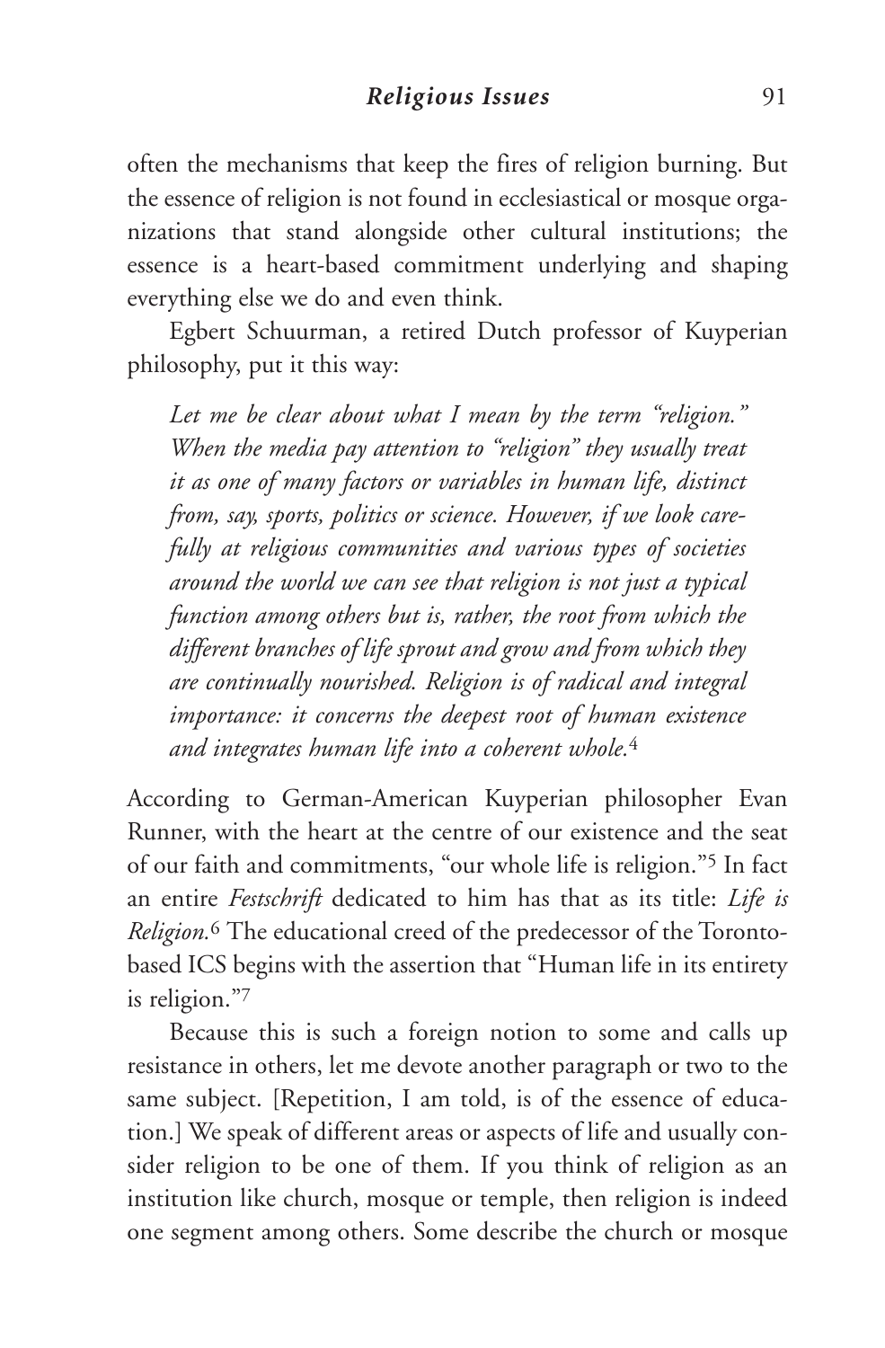often the mechanisms that keep the fires of religion burning. But the essence of religion is not found in ecclesiastical or mosque organizations that stand alongside other cultural institutions; the essence is a heart-based commitment underlying and shaping everything else we do and even think.

Egbert Schuurman, a retired Dutch professor of Kuyperian philosophy, put it this way:

> *Let me be clear about what I mean by the term "religion." When the media pay attention to "religion" they usually treat it as one of many factors or variables in human life, distinct from, say, sports, politics or science. However, if we look carefully at religious communities and various types of societies around the world we can see that religion is not just a typical function among others but is, rather, the root from which the different branches of life sprout and grow and from which they are continually nourished. Religion is of radical and integral importance: it concerns the deepest root of human existence and integrates human life into a coherent whole.*[4]

According to German-American Kuyperian philosopher Evan Runner, with the heart at the centre of our existence and the seat of our faith and commitments, "our whole life is religion."[5] In fact an entire *Festschrift* dedicated to him has that as its title: *Life is Religion.*[6] The educational creed of the predecessor of the Toronto-based ICS begins with the assertion that "Human life in its entirety is religion."[7]

Because this is such a foreign notion to some and calls up resistance in others, let me devote another paragraph or two to the same subject. [Repetition, I am told, is of the essence of education.] We speak of different areas or aspects of life and usually consider religion to be one of them. If you think of religion as an institution like church, mosque or temple, then religion is indeed one segment among others. Some describe the church or mosque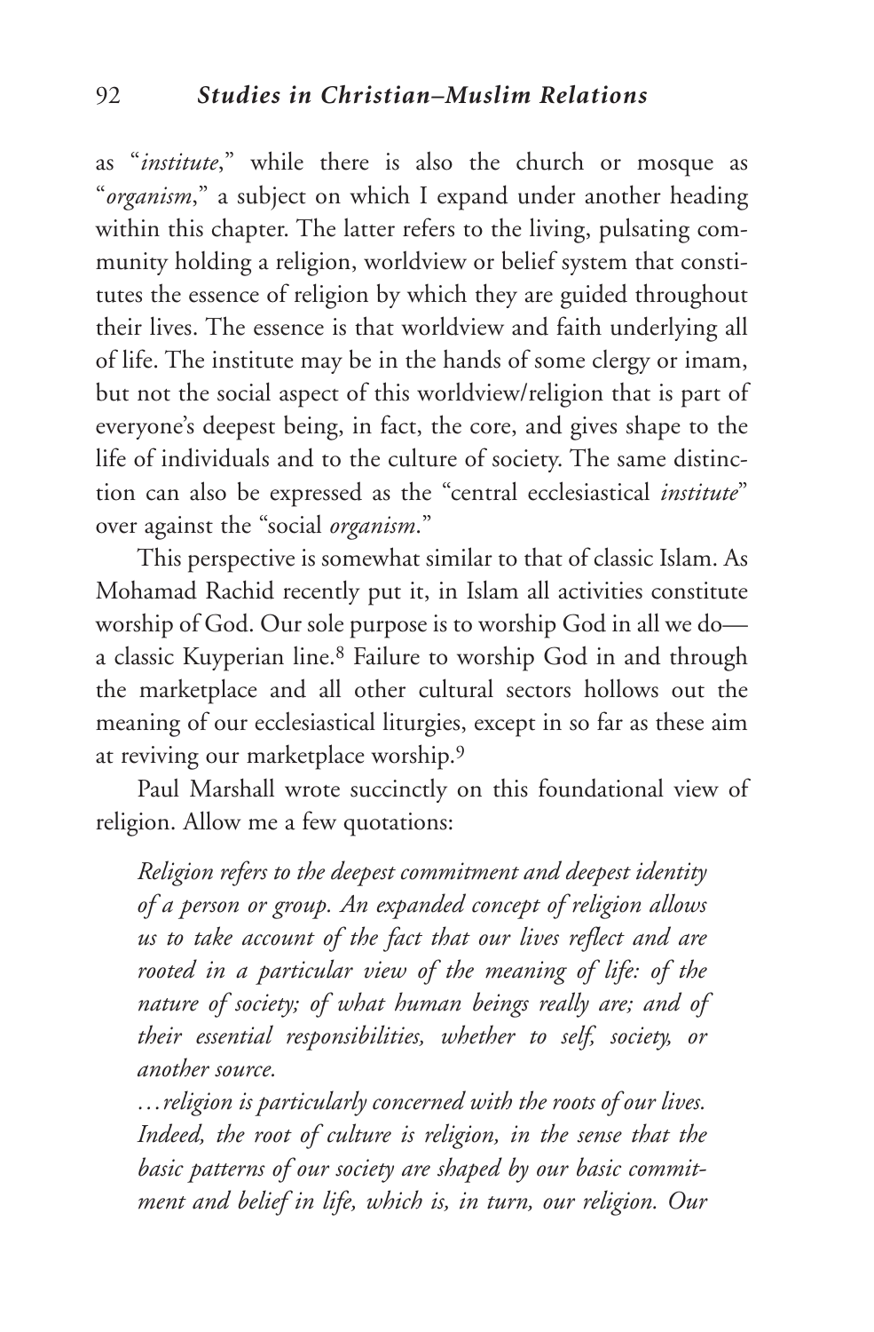as "*institute*," while there is also the church or mosque as "*organism*," a subject on which I expand under another heading within this chapter. The latter refers to the living, pulsating community holding a religion, worldview or belief system that constitutes the essence of religion by which they are guided throughout their lives. The essence is that worldview and faith underlying all of life. The institute may be in the hands of some clergy or imam, but not the social aspect of this worldview/religion that is part of everyone's deepest being, in fact, the core, and gives shape to the life of individuals and to the culture of society. The same distinction can also be expressed as the "central ecclesiastical *institute*" over against the "social *organism*."

This perspective is somewhat similar to that of classic Islam. As Mohamad Rachid recently put it, in Islam all activities constitute worship of God. Our sole purpose is to worship God in all we do—a classic Kuyperian line.[8] Failure to worship God in and through the marketplace and all other cultural sectors hollows out the meaning of our ecclesiastical liturgies, except in so far as these aim at reviving our marketplace worship.[9]

Paul Marshall wrote succinctly on this foundational view of religion. Allow me a few quotations:

> *Religion refers to the deepest commitment and deepest identity of a person or group. An expanded concept of religion allows us to take account of the fact that our lives reflect and are rooted in a particular view of the meaning of life: of the nature of society; of what human beings really are; and of their essential responsibilities, whether to self, society, or another source.*
>
> *…religion is particularly concerned with the roots of our lives. Indeed, the root of culture is religion, in the sense that the basic patterns of our society are shaped by our basic commitment and belief in life, which is, in turn, our religion. Our*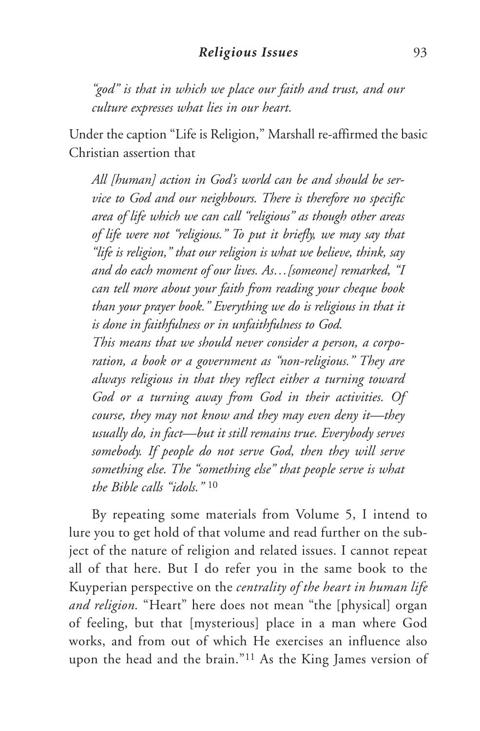*"god" is that in which we place our faith and trust, and our culture expresses what lies in our heart.*

Under the caption "Life is Religion," Marshall re-affirmed the basic Christian assertion that

> *All [human] action in God's world can be and should be service to God and our neighbours. There is therefore no specific area of life which we can call "religious" as though other areas of life were not "religious." To put it briefly, we may say that "life is religion," that our religion is what we believe, think, say and do each moment of our lives. As…[someone] remarked, "I can tell more about your faith from reading your cheque book than your prayer book." Everything we do is religious in that it is done in faithfulness or in unfaithfulness to God.*
>
> *This means that we should never consider a person, a corporation, a book or a government as "non-religious." They are always religious in that they reflect either a turning toward God or a turning away from God in their activities. Of course, they may not know and they may even deny it—they usually do, in fact—but it still remains true. Everybody serves somebody. If people do not serve God, then they will serve something else. The "something else" that people serve is what the Bible calls "idols."* [10]

By repeating some materials from Volume 5, I intend to lure you to get hold of that volume and read further on the subject of the nature of religion and related issues. I cannot repeat all of that here. But I do refer you in the same book to the Kuyperian perspective on the *centrality of the heart in human life and religion*. "Heart" here does not mean "the [physical] organ of feeling, but that [mysterious] place in a man where God works, and from out of which He exercises an influence also upon the head and the brain."[11] As the King James version of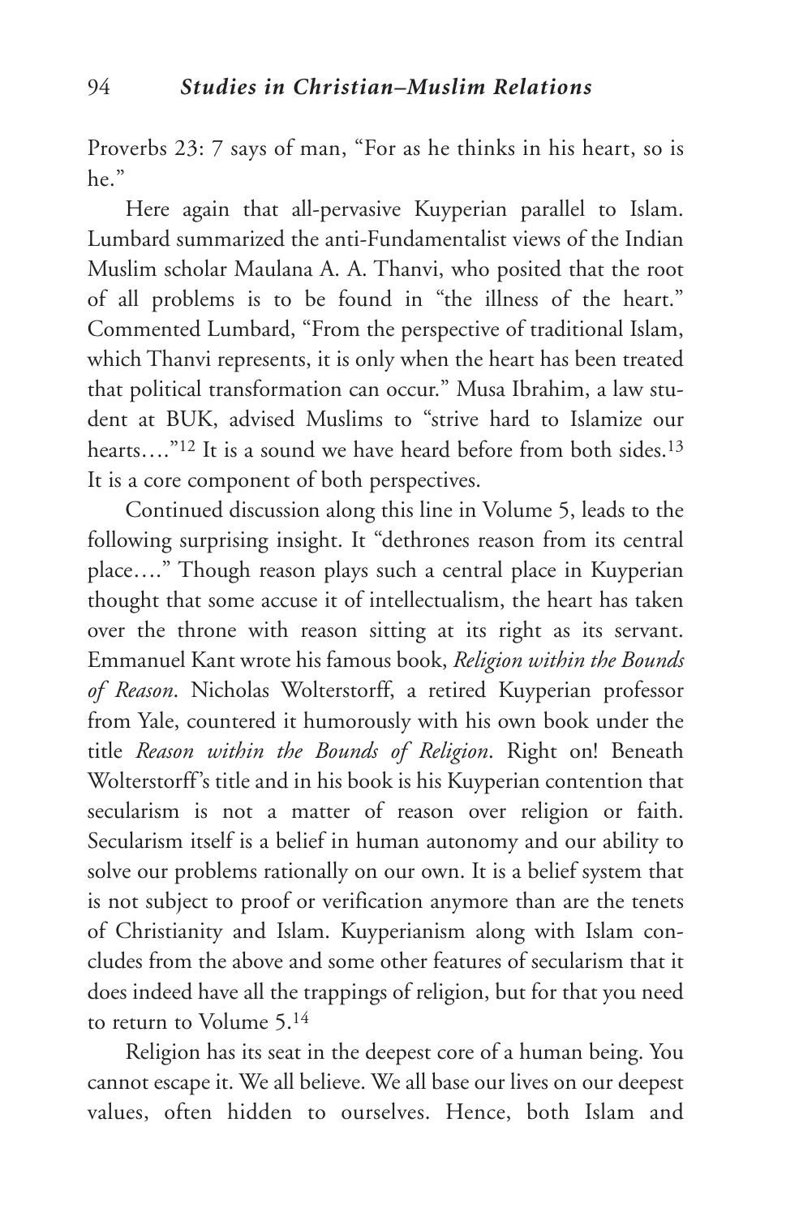Proverbs 23: 7 says of man, "For as he thinks in his heart, so is he."

Here again that all-pervasive Kuyperian parallel to Islam. Lumbard summarized the anti-Fundamentalist views of the Indian Muslim scholar Maulana A. A. Thanvi, who posited that the root of all problems is to be found in "the illness of the heart." Commented Lumbard, "From the perspective of traditional Islam, which Thanvi represents, it is only when the heart has been treated that political transformation can occur." Musa Ibrahim, a law student at BUK, advised Muslims to "strive hard to Islamize our hearts…."[12] It is a sound we have heard before from both sides.[13] It is a core component of both perspectives.

Continued discussion along this line in Volume 5, leads to the following surprising insight. It "dethrones reason from its central place…." Though reason plays such a central place in Kuyperian thought that some accuse it of intellectualism, the heart has taken over the throne with reason sitting at its right as its servant. Emmanuel Kant wrote his famous book, *Religion within the Bounds of Reason*. Nicholas Wolterstorff, a retired Kuyperian professor from Yale, countered it humorously with his own book under the title *Reason within the Bounds of Religion*. Right on! Beneath Wolterstorff's title and in his book is his Kuyperian contention that secularism is not a matter of reason over religion or faith. Secularism itself is a belief in human autonomy and our ability to solve our problems rationally on our own. It is a belief system that is not subject to proof or verification anymore than are the tenets of Christianity and Islam. Kuyperianism along with Islam concludes from the above and some other features of secularism that it does indeed have all the trappings of religion, but for that you need to return to Volume 5.[14]

Religion has its seat in the deepest core of a human being. You cannot escape it. We all believe. We all base our lives on our deepest values, often hidden to ourselves. Hence, both Islam and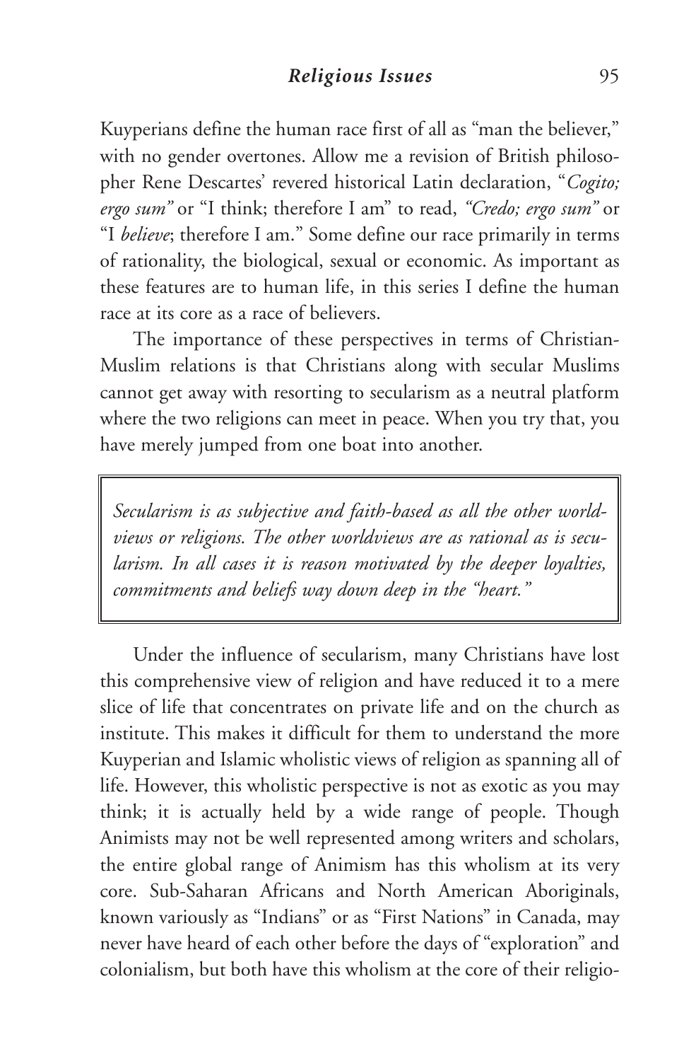Kuyperians define the human race first of all as "man the believer," with no gender overtones. Allow me a revision of British philosopher Rene Descartes' revered historical Latin declaration, "*Cogito; ergo sum*" or "I think; therefore I am" to read, *"Credo; ergo sum"* or "I *believe*; therefore I am." Some define our race primarily in terms of rationality, the biological, sexual or economic. As important as these features are to human life, in this series I define the human race at its core as a race of believers.

The importance of these perspectives in terms of Christian-Muslim relations is that Christians along with secular Muslims cannot get away with resorting to secularism as a neutral platform where the two religions can meet in peace. When you try that, you have merely jumped from one boat into another.

> *Secularism is as subjective and faith-based as all the other worldviews or religions. The other worldviews are as rational as is secularism. In all cases it is reason motivated by the deeper loyalties, commitments and beliefs way down deep in the "heart."*

Under the influence of secularism, many Christians have lost this comprehensive view of religion and have reduced it to a mere slice of life that concentrates on private life and on the church as institute. This makes it difficult for them to understand the more Kuyperian and Islamic wholistic views of religion as spanning all of life. However, this wholistic perspective is not as exotic as you may think; it is actually held by a wide range of people. Though Animists may not be well represented among writers and scholars, the entire global range of Animism has this wholism at its very core. Sub-Saharan Africans and North American Aboriginals, known variously as "Indians" or as "First Nations" in Canada, may never have heard of each other before the days of "exploration" and colonialism, but both have this wholism at the core of their religio-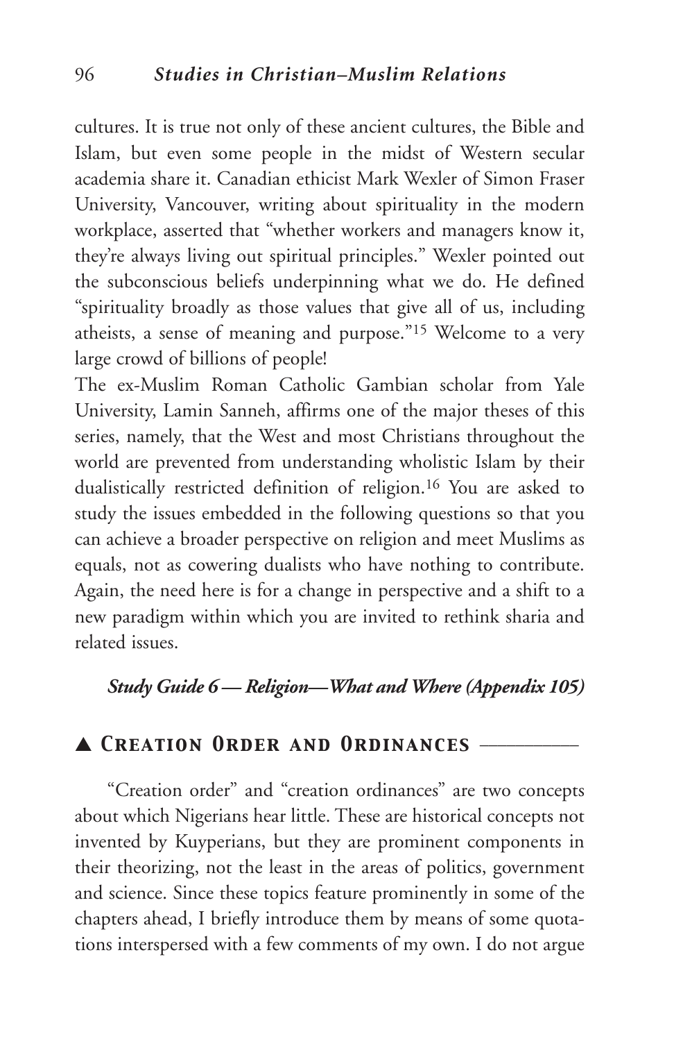cultures. It is true not only of these ancient cultures, the Bible and Islam, but even some people in the midst of Western secular academia share it. Canadian ethicist Mark Wexler of Simon Fraser University, Vancouver, writing about spirituality in the modern workplace, asserted that "whether workers and managers know it, they're always living out spiritual principles." Wexler pointed out the subconscious beliefs underpinning what we do. He defined "spirituality broadly as those values that give all of us, including atheists, a sense of meaning and purpose."[15] Welcome to a very large crowd of billions of people!

The ex-Muslim Roman Catholic Gambian scholar from Yale University, Lamin Sanneh, affirms one of the major theses of this series, namely, that the West and most Christians throughout the world are prevented from understanding wholistic Islam by their dualistically restricted definition of religion.[16] You are asked to study the issues embedded in the following questions so that you can achieve a broader perspective on religion and meet Muslims as equals, not as cowering dualists who have nothing to contribute. Again, the need here is for a change in perspective and a shift to a new paradigm within which you are invited to rethink sharia and related issues.

***Study Guide 6 — Religion—What and Where (Appendix 105)***

## ▲ Creation Order and Ordinances

"Creation order" and "creation ordinances" are two concepts about which Nigerians hear little. These are historical concepts not invented by Kuyperians, but they are prominent components in their theorizing, not the least in the areas of politics, government and science. Since these topics feature prominently in some of the chapters ahead, I briefly introduce them by means of some quotations interspersed with a few comments of my own. I do not argue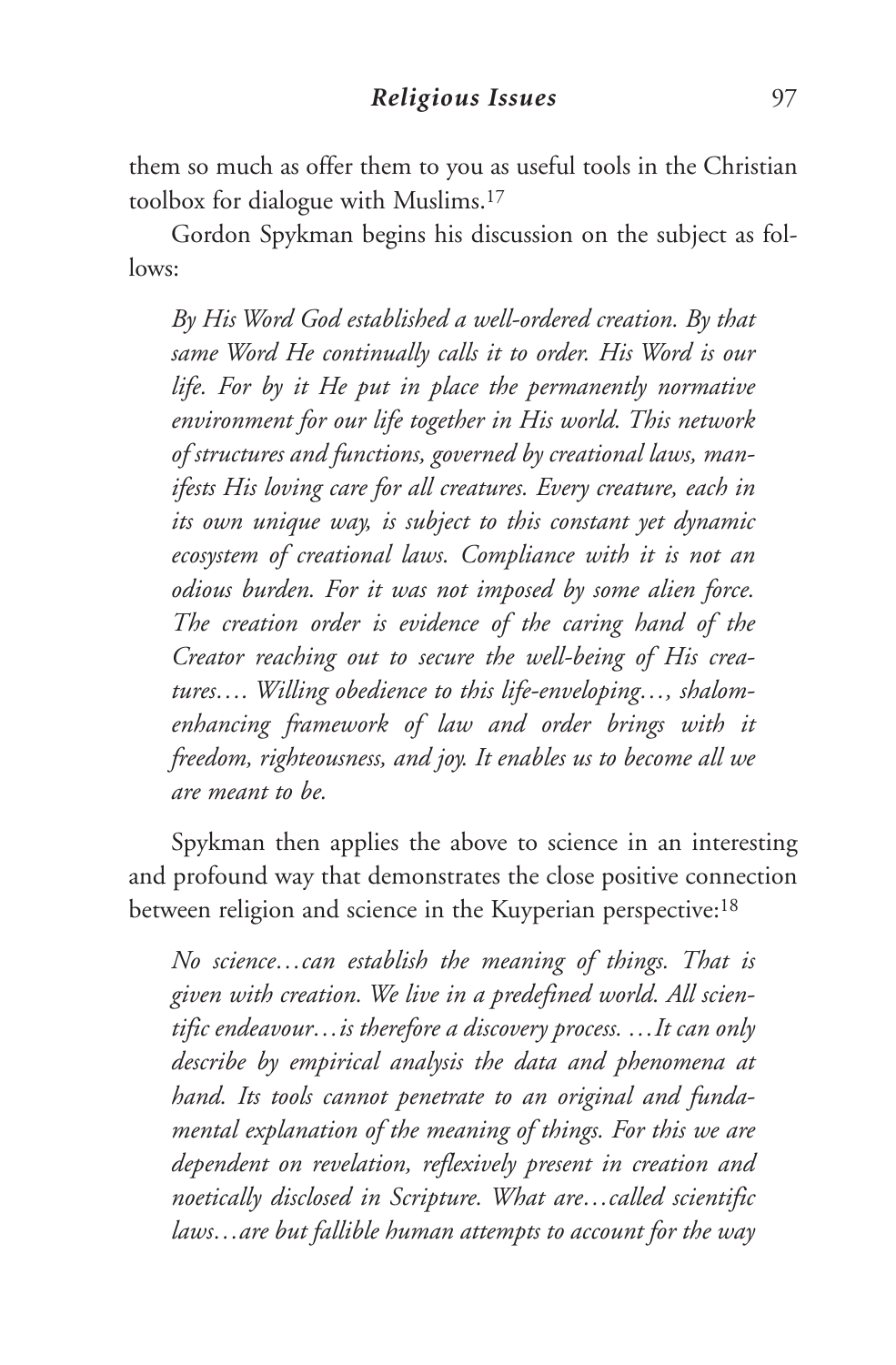them so much as offer them to you as useful tools in the Christian toolbox for dialogue with Muslims.[17]

Gordon Spykman begins his discussion on the subject as follows:

> *By His Word God established a well-ordered creation. By that same Word He continually calls it to order. His Word is our life. For by it He put in place the permanently normative environment for our life together in His world. This network of structures and functions, governed by creational laws, manifests His loving care for all creatures. Every creature, each in its own unique way, is subject to this constant yet dynamic ecosystem of creational laws. Compliance with it is not an odious burden. For it was not imposed by some alien force. The creation order is evidence of the caring hand of the Creator reaching out to secure the well-being of His creatures…. Willing obedience to this life-enveloping…, shalom-enhancing framework of law and order brings with it freedom, righteousness, and joy. It enables us to become all we are meant to be.*

Spykman then applies the above to science in an interesting and profound way that demonstrates the close positive connection between religion and science in the Kuyperian perspective:[18]

> *No science…can establish the meaning of things. That is given with creation. We live in a predefined world. All scientific endeavour…is therefore a discovery process. …It can only describe by empirical analysis the data and phenomena at hand. Its tools cannot penetrate to an original and fundamental explanation of the meaning of things. For this we are dependent on revelation, reflexively present in creation and noetically disclosed in Scripture. What are…called scientific laws…are but fallible human attempts to account for the way*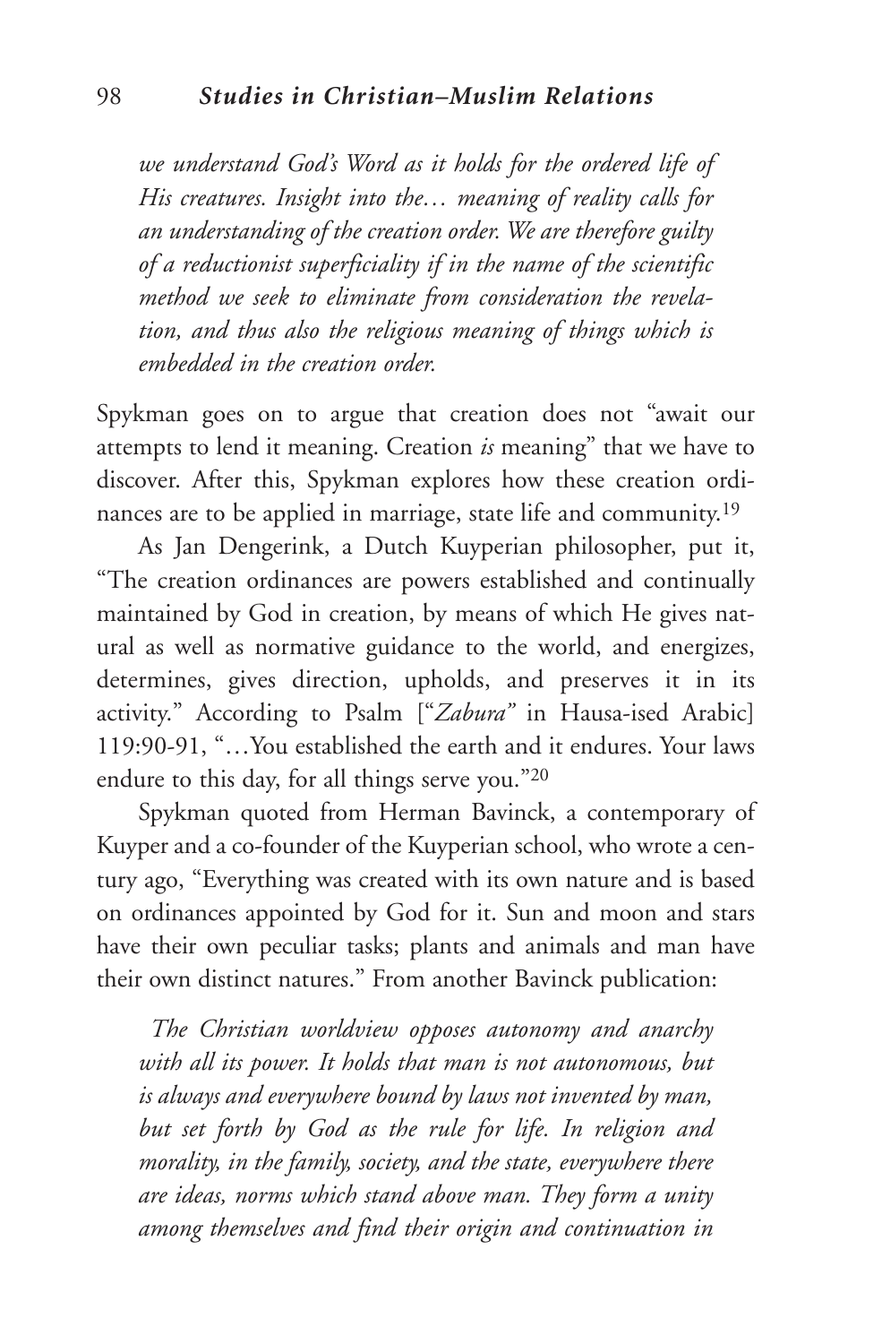> *we understand God's Word as it holds for the ordered life of His creatures. Insight into the… meaning of reality calls for an understanding of the creation order. We are therefore guilty of a reductionist superficiality if in the name of the scientific method we seek to eliminate from consideration the revelation, and thus also the religious meaning of things which is embedded in the creation order.*

Spykman goes on to argue that creation does not "await our attempts to lend it meaning. Creation *is* meaning" that we have to discover. After this, Spykman explores how these creation ordinances are to be applied in marriage, state life and community.[19]

As Jan Dengerink, a Dutch Kuyperian philosopher, put it, "The creation ordinances are powers established and continually maintained by God in creation, by means of which He gives natural as well as normative guidance to the world, and energizes, determines, gives direction, upholds, and preserves it in its activity." According to Psalm ["*Zabura*" in Hausa-ised Arabic] 119:90-91, "…You established the earth and it endures. Your laws endure to this day, for all things serve you."[20]

Spykman quoted from Herman Bavinck, a contemporary of Kuyper and a co-founder of the Kuyperian school, who wrote a century ago, "Everything was created with its own nature and is based on ordinances appointed by God for it. Sun and moon and stars have their own peculiar tasks; plants and animals and man have their own distinct natures." From another Bavinck publication:

> *The Christian worldview opposes autonomy and anarchy with all its power. It holds that man is not autonomous, but is always and everywhere bound by laws not invented by man, but set forth by God as the rule for life. In religion and morality, in the family, society, and the state, everywhere there are ideas, norms which stand above man. They form a unity among themselves and find their origin and continuation in*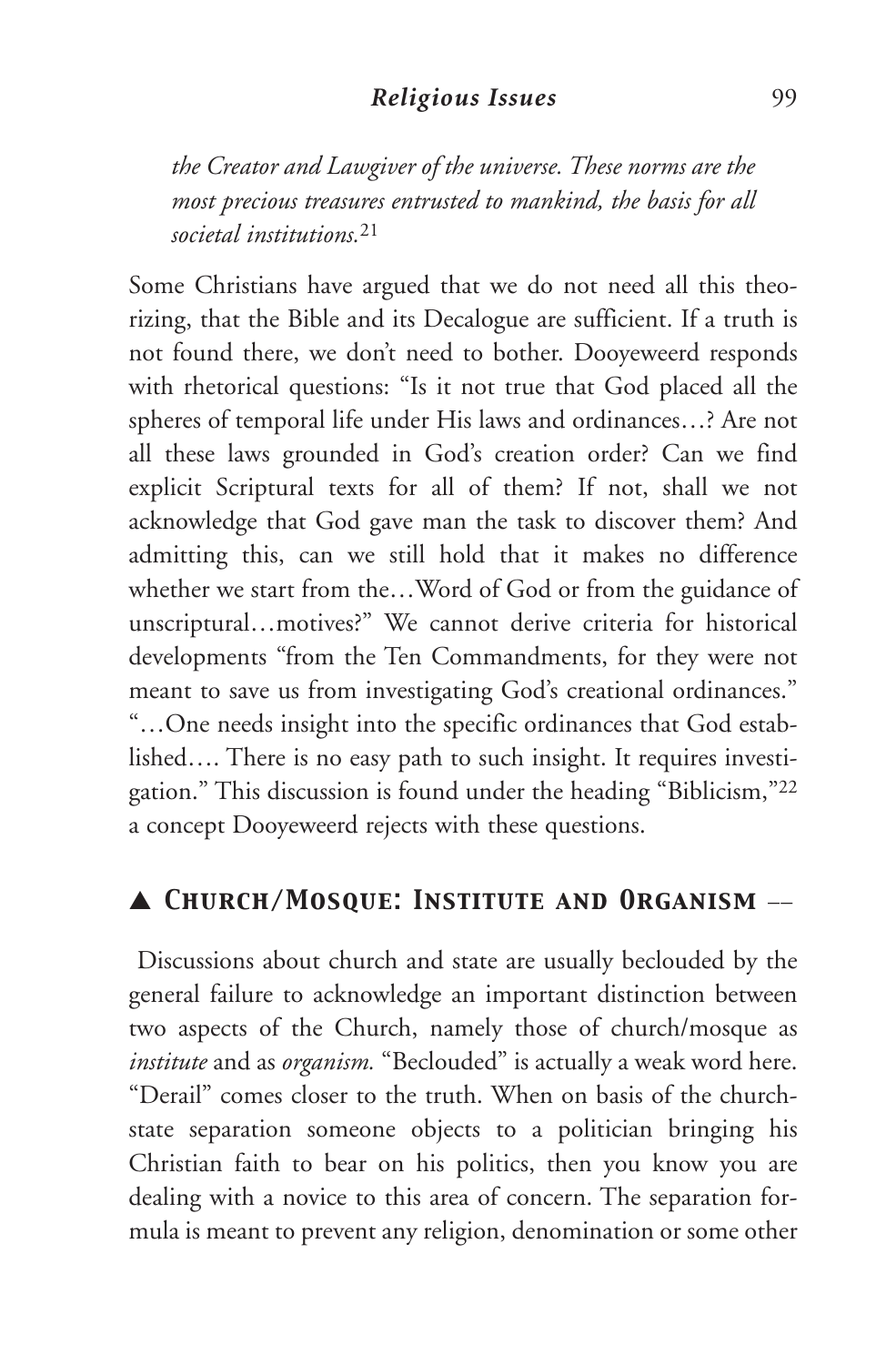*the Creator and Lawgiver of the universe. These norms are the most precious treasures entrusted to mankind, the basis for all societal institutions.*[21]

Some Christians have argued that we do not need all this theorizing, that the Bible and its Decalogue are sufficient. If a truth is not found there, we don't need to bother. Dooyeweerd responds with rhetorical questions: "Is it not true that God placed all the spheres of temporal life under His laws and ordinances…? Are not all these laws grounded in God's creation order? Can we find explicit Scriptural texts for all of them? If not, shall we not acknowledge that God gave man the task to discover them? And admitting this, can we still hold that it makes no difference whether we start from the…Word of God or from the guidance of unscriptural…motives?" We cannot derive criteria for historical developments "from the Ten Commandments, for they were not meant to save us from investigating God's creational ordinances." "…One needs insight into the specific ordinances that God established…. There is no easy path to such insight. It requires investigation." This discussion is found under the heading "Biblicism,"[22] a concept Dooyeweerd rejects with these questions.

## ▲ *Church/Mosque: Institute and Organism* ––

Discussions about church and state are usually beclouded by the general failure to acknowledge an important distinction between two aspects of the Church, namely those of church/mosque as *institute* and as *organism.* "Beclouded" is actually a weak word here. "Derail" comes closer to the truth. When on basis of the church-state separation someone objects to a politician bringing his Christian faith to bear on his politics, then you know you are dealing with a novice to this area of concern. The separation formula is meant to prevent any religion, denomination or some other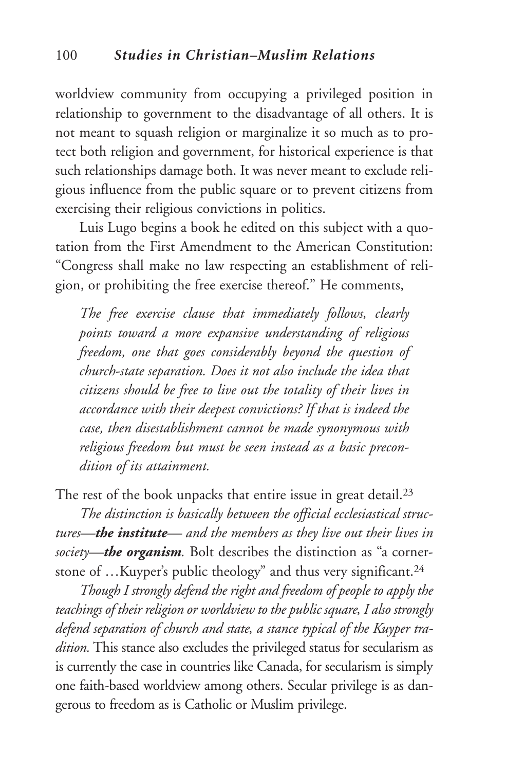worldview community from occupying a privileged position in relationship to government to the disadvantage of all others. It is not meant to squash religion or marginalize it so much as to protect both religion and government, for historical experience is that such relationships damage both. It was never meant to exclude religious influence from the public square or to prevent citizens from exercising their religious convictions in politics.

Luis Lugo begins a book he edited on this subject with a quotation from the First Amendment to the American Constitution: "Congress shall make no law respecting an establishment of religion, or prohibiting the free exercise thereof." He comments,

> *The free exercise clause that immediately follows, clearly points toward a more expansive understanding of religious freedom, one that goes considerably beyond the question of church-state separation. Does it not also include the idea that citizens should be free to live out the totality of their lives in accordance with their deepest convictions? If that is indeed the case, then disestablishment cannot be made synonymous with religious freedom but must be seen instead as a basic precondition of its attainment.*

The rest of the book unpacks that entire issue in great detail.[23]

*The distinction is basically between the official ecclesiastical structures—**the institute**— and the members as they live out their lives in society—**the organism**.* Bolt describes the distinction as "a cornerstone of …Kuyper's public theology" and thus very significant.[24]

*Though I strongly defend the right and freedom of people to apply the teachings of their religion or worldview to the public square, I also strongly defend separation of church and state, a stance typical of the Kuyper tradition.* This stance also excludes the privileged status for secularism as is currently the case in countries like Canada, for secularism is simply one faith-based worldview among others. Secular privilege is as dangerous to freedom as is Catholic or Muslim privilege.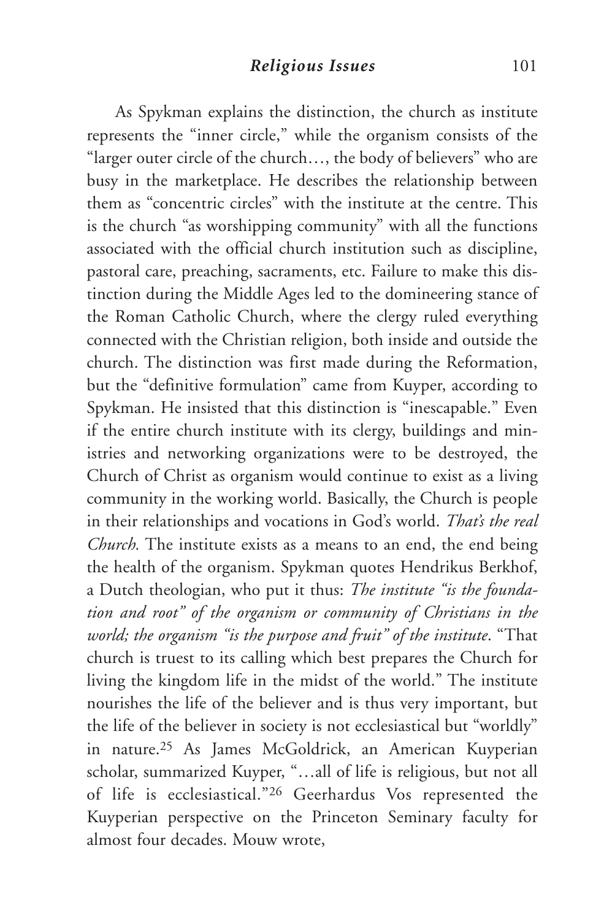As Spykman explains the distinction, the church as institute represents the "inner circle," while the organism consists of the "larger outer circle of the church…, the body of believers" who are busy in the marketplace. He describes the relationship between them as "concentric circles" with the institute at the centre. This is the church "as worshipping community" with all the functions associated with the official church institution such as discipline, pastoral care, preaching, sacraments, etc. Failure to make this distinction during the Middle Ages led to the domineering stance of the Roman Catholic Church, where the clergy ruled everything connected with the Christian religion, both inside and outside the church. The distinction was first made during the Reformation, but the "definitive formulation" came from Kuyper, according to Spykman. He insisted that this distinction is "inescapable." Even if the entire church institute with its clergy, buildings and ministries and networking organizations were to be destroyed, the Church of Christ as organism would continue to exist as a living community in the working world. Basically, the Church is people in their relationships and vocations in God's world. *That's the real Church.* The institute exists as a means to an end, the end being the health of the organism. Spykman quotes Hendrikus Berkhof, a Dutch theologian, who put it thus: *The institute "is the foundation and root" of the organism or community of Christians in the world; the organism "is the purpose and fruit" of the institute*. "That church is truest to its calling which best prepares the Church for living the kingdom life in the midst of the world." The institute nourishes the life of the believer and is thus very important, but the life of the believer in society is not ecclesiastical but "worldly" in nature.[25] As James McGoldrick, an American Kuyperian scholar, summarized Kuyper, "…all of life is religious, but not all of life is ecclesiastical."[26] Geerhardus Vos represented the Kuyperian perspective on the Princeton Seminary faculty for almost four decades. Mouw wrote,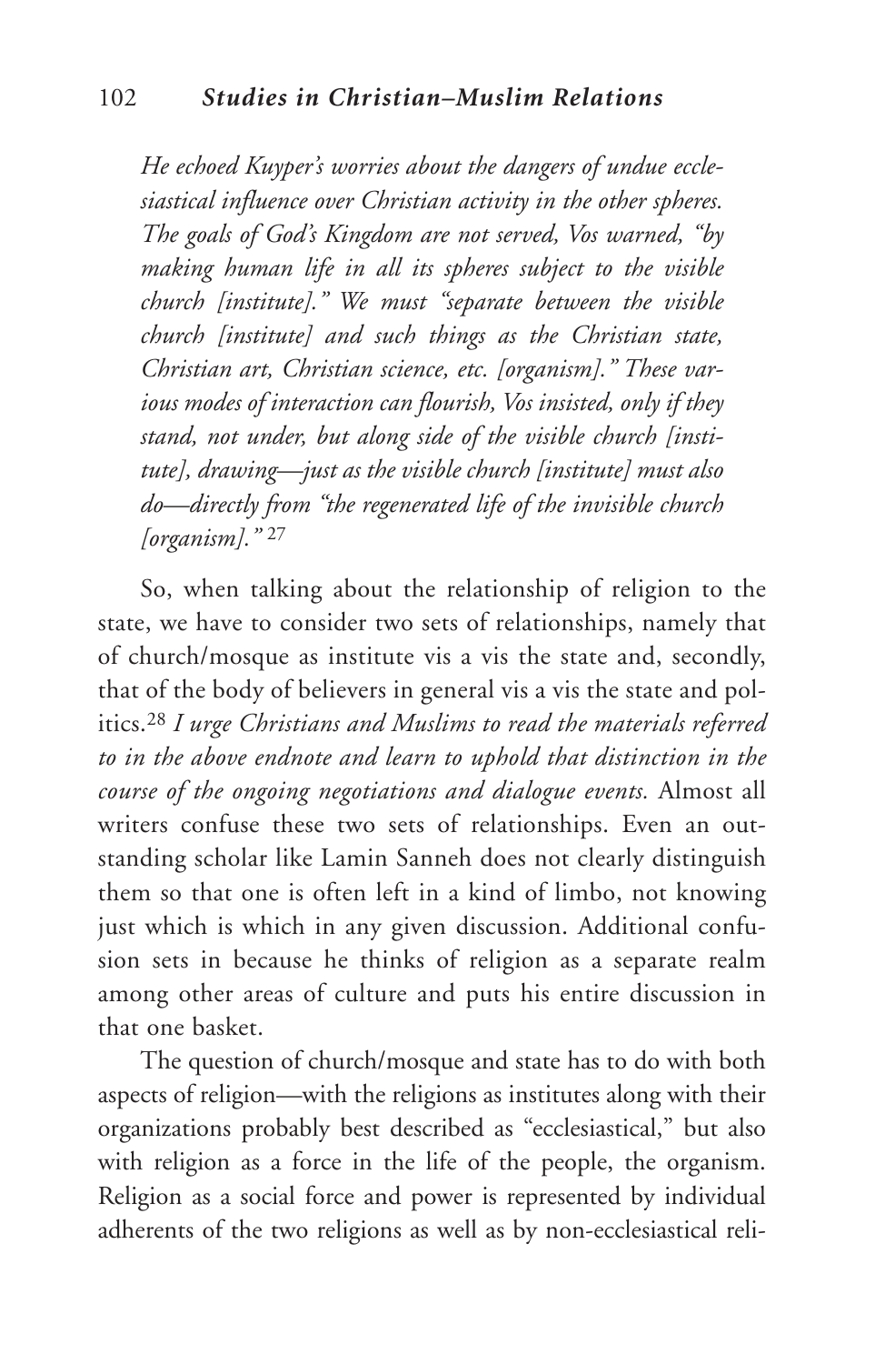*He echoed Kuyper's worries about the dangers of undue ecclesiastical influence over Christian activity in the other spheres. The goals of God's Kingdom are not served, Vos warned, "by making human life in all its spheres subject to the visible church [institute]." We must "separate between the visible church [institute] and such things as the Christian state, Christian art, Christian science, etc. [organism]." These various modes of interaction can flourish, Vos insisted, only if they stand, not under, but along side of the visible church [institute], drawing—just as the visible church [institute] must also do—directly from "the regenerated life of the invisible church [organism]."* [27]

So, when talking about the relationship of religion to the state, we have to consider two sets of relationships, namely that of church/mosque as institute vis a vis the state and, secondly, that of the body of believers in general vis a vis the state and politics.[28] *I urge Christians and Muslims to read the materials referred to in the above endnote and learn to uphold that distinction in the course of the ongoing negotiations and dialogue events.* Almost all writers confuse these two sets of relationships. Even an outstanding scholar like Lamin Sanneh does not clearly distinguish them so that one is often left in a kind of limbo, not knowing just which is which in any given discussion. Additional confusion sets in because he thinks of religion as a separate realm among other areas of culture and puts his entire discussion in that one basket.

The question of church/mosque and state has to do with both aspects of religion—with the religions as institutes along with their organizations probably best described as "ecclesiastical," but also with religion as a force in the life of the people, the organism. Religion as a social force and power is represented by individual adherents of the two religions as well as by non-ecclesiastical reli-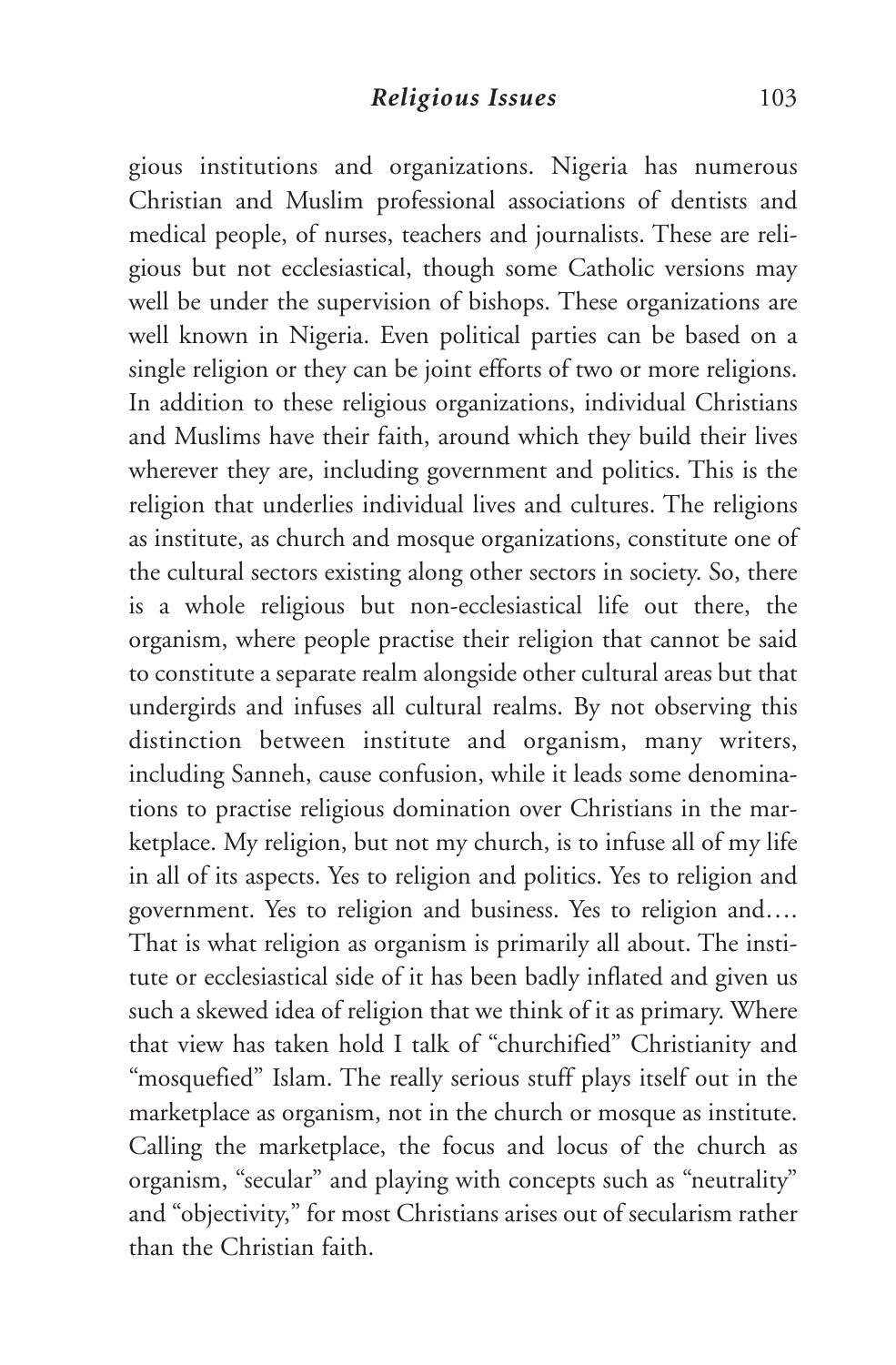gious institutions and organizations. Nigeria has numerous Christian and Muslim professional associations of dentists and medical people, of nurses, teachers and journalists. These are religious but not ecclesiastical, though some Catholic versions may well be under the supervision of bishops. These organizations are well known in Nigeria. Even political parties can be based on a single religion or they can be joint efforts of two or more religions. In addition to these religious organizations, individual Christians and Muslims have their faith, around which they build their lives wherever they are, including government and politics. This is the religion that underlies individual lives and cultures. The religions as institute, as church and mosque organizations, constitute one of the cultural sectors existing along other sectors in society. So, there is a whole religious but non-ecclesiastical life out there, the organism, where people practise their religion that cannot be said to constitute a separate realm alongside other cultural areas but that undergirds and infuses all cultural realms. By not observing this distinction between institute and organism, many writers, including Sanneh, cause confusion, while it leads some denominations to practise religious domination over Christians in the marketplace. My religion, but not my church, is to infuse all of my life in all of its aspects. Yes to religion and politics. Yes to religion and government. Yes to religion and business. Yes to religion and…. That is what religion as organism is primarily all about. The institute or ecclesiastical side of it has been badly inflated and given us such a skewed idea of religion that we think of it as primary. Where that view has taken hold I talk of "churchified" Christianity and "mosquefied" Islam. The really serious stuff plays itself out in the marketplace as organism, not in the church or mosque as institute. Calling the marketplace, the focus and locus of the church as organism, "secular" and playing with concepts such as "neutrality" and "objectivity," for most Christians arises out of secularism rather than the Christian faith.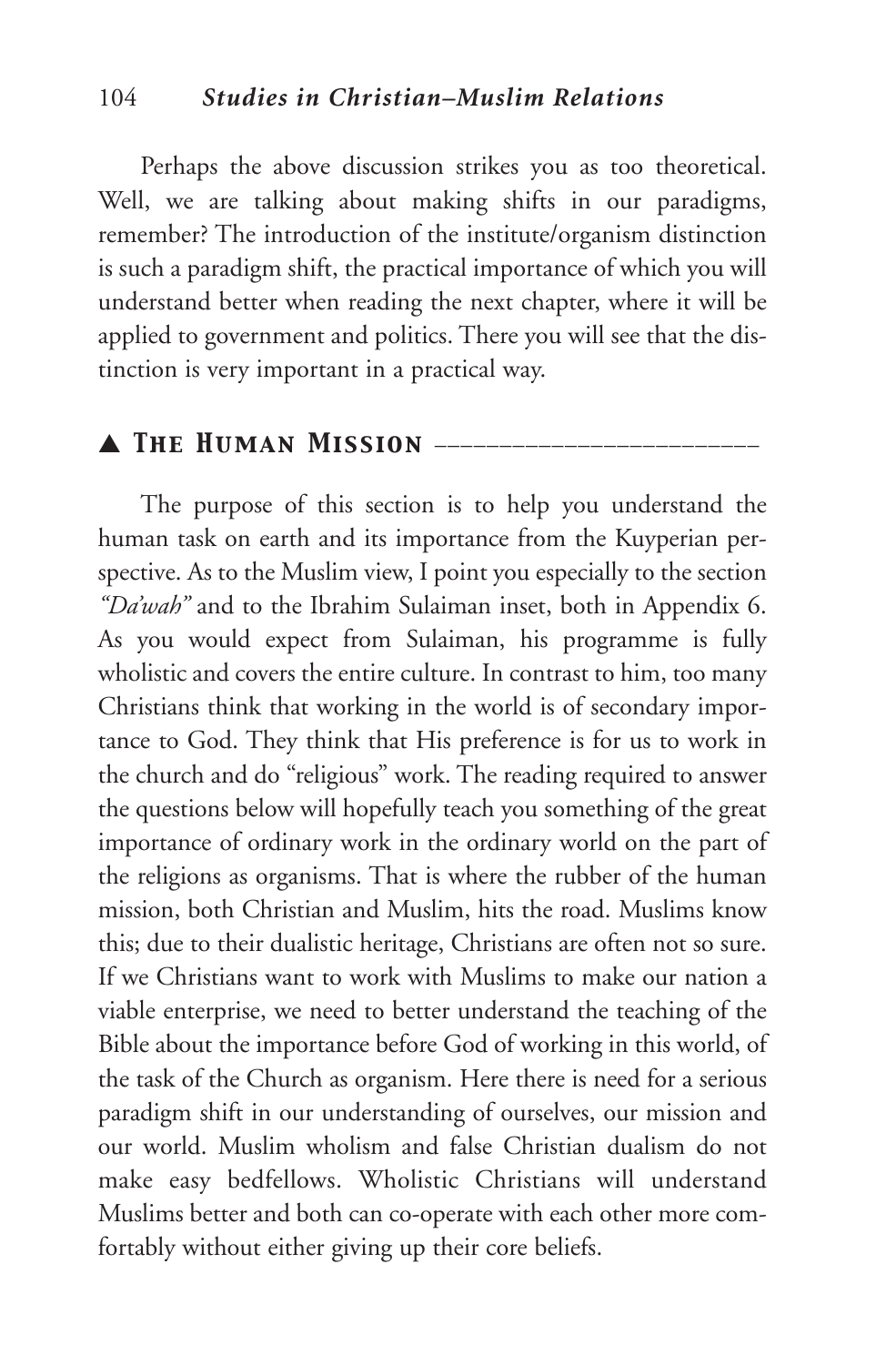Perhaps the above discussion strikes you as too theoretical. Well, we are talking about making shifts in our paradigms, remember? The introduction of the institute/organism distinction is such a paradigm shift, the practical importance of which you will understand better when reading the next chapter, where it will be applied to government and politics. There you will see that the distinction is very important in a practical way.

## ▲ *The Human Mission*

The purpose of this section is to help you understand the human task on earth and its importance from the Kuyperian perspective. As to the Muslim view, I point you especially to the section *"Da'wah"* and to the Ibrahim Sulaiman inset, both in Appendix 6. As you would expect from Sulaiman, his programme is fully wholistic and covers the entire culture. In contrast to him, too many Christians think that working in the world is of secondary importance to God. They think that His preference is for us to work in the church and do "religious" work. The reading required to answer the questions below will hopefully teach you something of the great importance of ordinary work in the ordinary world on the part of the religions as organisms. That is where the rubber of the human mission, both Christian and Muslim, hits the road. Muslims know this; due to their dualistic heritage, Christians are often not so sure. If we Christians want to work with Muslims to make our nation a viable enterprise, we need to better understand the teaching of the Bible about the importance before God of working in this world, of the task of the Church as organism. Here there is need for a serious paradigm shift in our understanding of ourselves, our mission and our world. Muslim wholism and false Christian dualism do not make easy bedfellows. Wholistic Christians will understand Muslims better and both can co-operate with each other more comfortably without either giving up their core beliefs.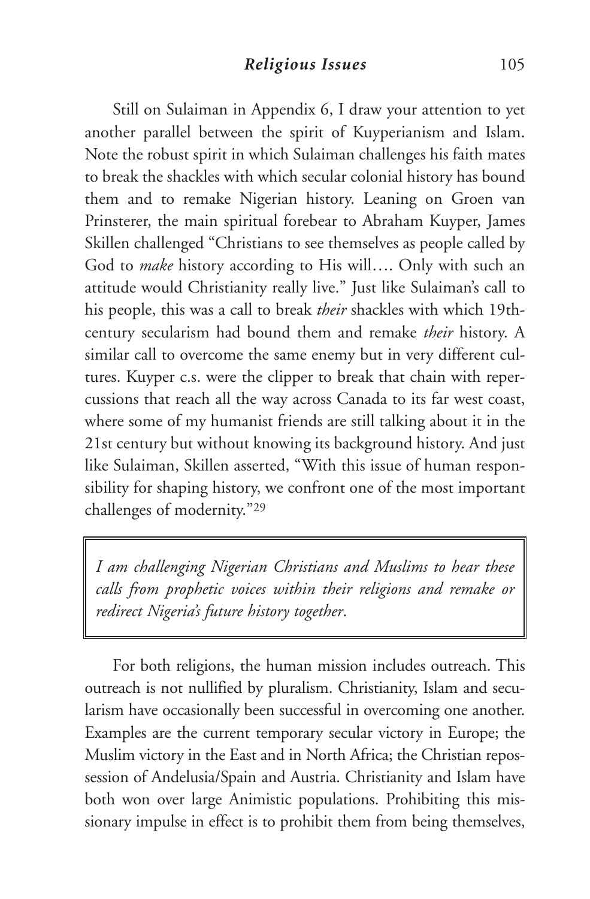Still on Sulaiman in Appendix 6, I draw your attention to yet another parallel between the spirit of Kuyperianism and Islam. Note the robust spirit in which Sulaiman challenges his faith mates to break the shackles with which secular colonial history has bound them and to remake Nigerian history. Leaning on Groen van Prinsterer, the main spiritual forebear to Abraham Kuyper, James Skillen challenged "Christians to see themselves as people called by God to *make* history according to His will…. Only with such an attitude would Christianity really live." Just like Sulaiman's call to his people, this was a call to break *their* shackles with which 19th-century secularism had bound them and remake *their* history. A similar call to overcome the same enemy but in very different cultures. Kuyper c.s. were the clipper to break that chain with repercussions that reach all the way across Canada to its far west coast, where some of my humanist friends are still talking about it in the 21st century but without knowing its background history. And just like Sulaiman, Skillen asserted, "With this issue of human responsibility for shaping history, we confront one of the most important challenges of modernity."[29]

> *I am challenging Nigerian Christians and Muslims to hear these calls from prophetic voices within their religions and remake or redirect Nigeria's future history together*.

For both religions, the human mission includes outreach. This outreach is not nullified by pluralism. Christianity, Islam and secularism have occasionally been successful in overcoming one another. Examples are the current temporary secular victory in Europe; the Muslim victory in the East and in North Africa; the Christian repossession of Andelusia/Spain and Austria. Christianity and Islam have both won over large Animistic populations. Prohibiting this missionary impulse in effect is to prohibit them from being themselves,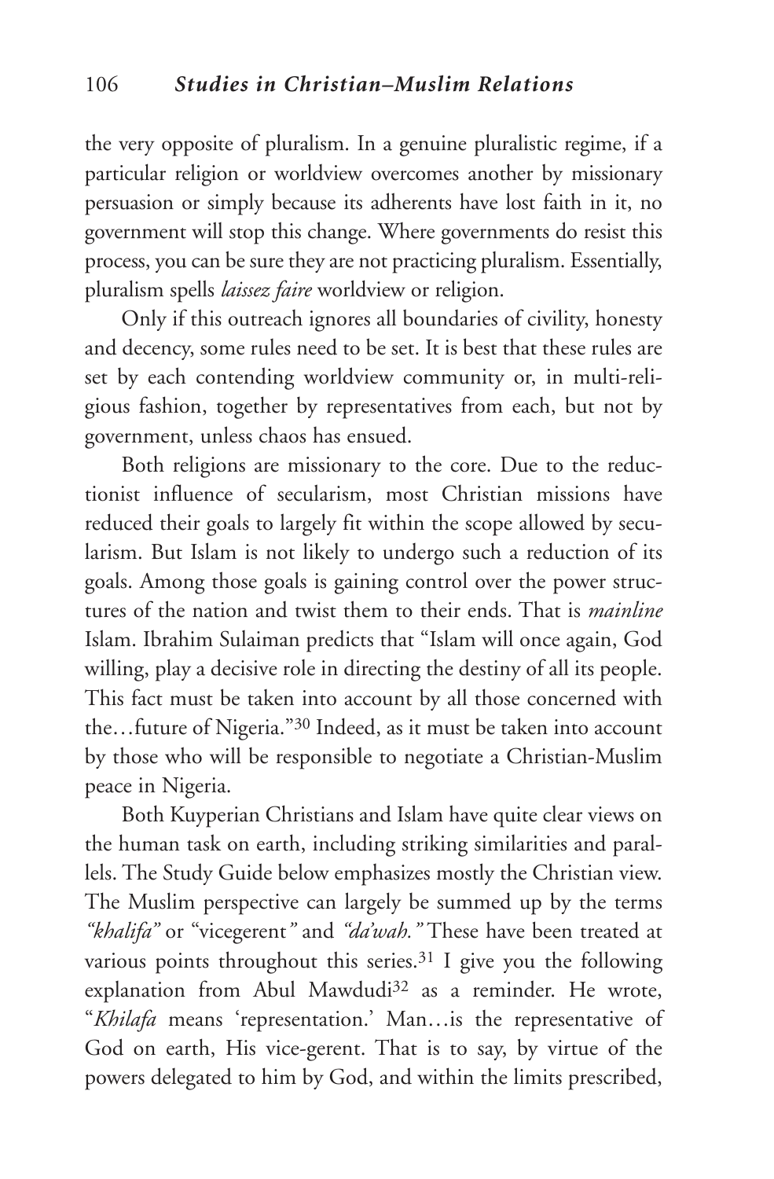the very opposite of pluralism. In a genuine pluralistic regime, if a particular religion or worldview overcomes another by missionary persuasion or simply because its adherents have lost faith in it, no government will stop this change. Where governments do resist this process, you can be sure they are not practicing pluralism. Essentially, pluralism spells *laissez faire* worldview or religion.

Only if this outreach ignores all boundaries of civility, honesty and decency, some rules need to be set. It is best that these rules are set by each contending worldview community or, in multi-religious fashion, together by representatives from each, but not by government, unless chaos has ensued.

Both religions are missionary to the core. Due to the reductionist influence of secularism, most Christian missions have reduced their goals to largely fit within the scope allowed by secularism. But Islam is not likely to undergo such a reduction of its goals. Among those goals is gaining control over the power structures of the nation and twist them to their ends. That is *mainline* Islam. Ibrahim Sulaiman predicts that "Islam will once again, God willing, play a decisive role in directing the destiny of all its people. This fact must be taken into account by all those concerned with the…future of Nigeria."[30] Indeed, as it must be taken into account by those who will be responsible to negotiate a Christian-Muslim peace in Nigeria.

Both Kuyperian Christians and Islam have quite clear views on the human task on earth, including striking similarities and parallels. The Study Guide below emphasizes mostly the Christian view. The Muslim perspective can largely be summed up by the terms *"khalifa"* or "vicegerent*"* and *"da'wah."* These have been treated at various points throughout this series.[31] I give you the following explanation from Abul Mawdudi[32] as a reminder. He wrote, "*Khilafa* means 'representation.' Man…is the representative of God on earth, His vice-gerent. That is to say, by virtue of the powers delegated to him by God, and within the limits prescribed,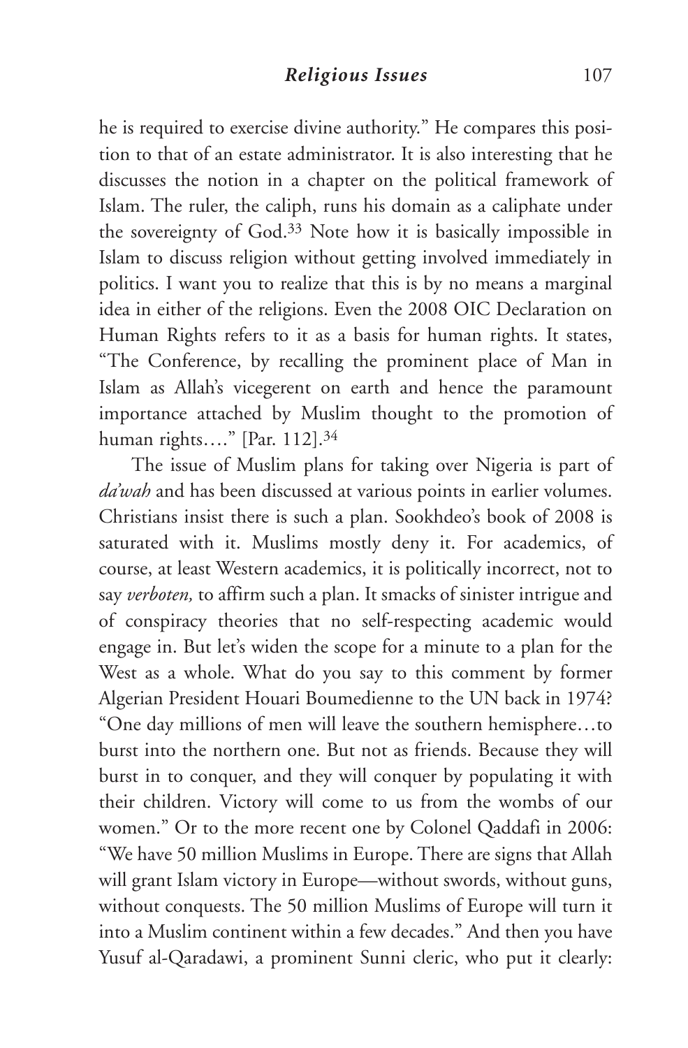he is required to exercise divine authority." He compares this position to that of an estate administrator. It is also interesting that he discusses the notion in a chapter on the political framework of Islam. The ruler, the caliph, runs his domain as a caliphate under the sovereignty of God.[33] Note how it is basically impossible in Islam to discuss religion without getting involved immediately in politics. I want you to realize that this is by no means a marginal idea in either of the religions. Even the 2008 OIC Declaration on Human Rights refers to it as a basis for human rights. It states, "The Conference, by recalling the prominent place of Man in Islam as Allah's vicegerent on earth and hence the paramount importance attached by Muslim thought to the promotion of human rights…." [Par. 112].[34]

The issue of Muslim plans for taking over Nigeria is part of *da'wah* and has been discussed at various points in earlier volumes. Christians insist there is such a plan. Sookhdeo's book of 2008 is saturated with it. Muslims mostly deny it. For academics, of course, at least Western academics, it is politically incorrect, not to say *verboten,* to affirm such a plan. It smacks of sinister intrigue and of conspiracy theories that no self-respecting academic would engage in. But let's widen the scope for a minute to a plan for the West as a whole. What do you say to this comment by former Algerian President Houari Boumedienne to the UN back in 1974? "One day millions of men will leave the southern hemisphere…to burst into the northern one. But not as friends. Because they will burst in to conquer, and they will conquer by populating it with their children. Victory will come to us from the wombs of our women." Or to the more recent one by Colonel Qaddafi in 2006: "We have 50 million Muslims in Europe. There are signs that Allah will grant Islam victory in Europe—without swords, without guns, without conquests. The 50 million Muslims of Europe will turn it into a Muslim continent within a few decades." And then you have Yusuf al-Qaradawi, a prominent Sunni cleric, who put it clearly: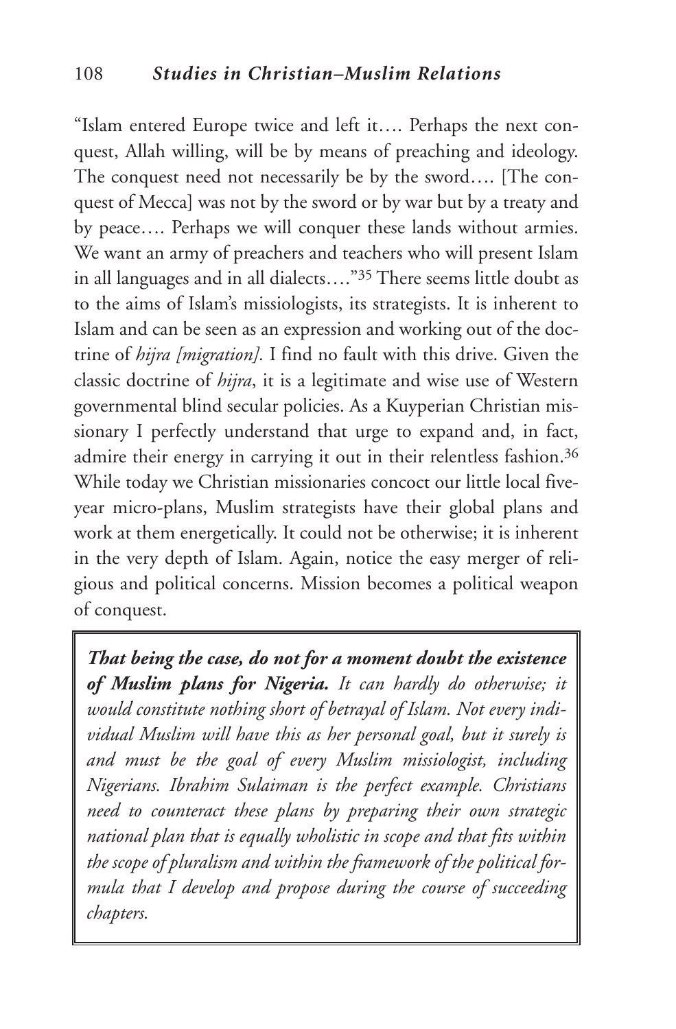"Islam entered Europe twice and left it…. Perhaps the next conquest, Allah willing, will be by means of preaching and ideology. The conquest need not necessarily be by the sword…. [The conquest of Mecca] was not by the sword or by war but by a treaty and by peace…. Perhaps we will conquer these lands without armies. We want an army of preachers and teachers who will present Islam in all languages and in all dialects…."[35] There seems little doubt as to the aims of Islam's missiologists, its strategists. It is inherent to Islam and can be seen as an expression and working out of the doctrine of *hijra [migration].* I find no fault with this drive. Given the classic doctrine of *hijra*, it is a legitimate and wise use of Western governmental blind secular policies. As a Kuyperian Christian missionary I perfectly understand that urge to expand and, in fact, admire their energy in carrying it out in their relentless fashion.[36] While today we Christian missionaries concoct our little local five-year micro-plans, Muslim strategists have their global plans and work at them energetically. It could not be otherwise; it is inherent in the very depth of Islam. Again, notice the easy merger of religious and political concerns. Mission becomes a political weapon of conquest.

> ***That being the case, do not for a moment doubt the existence of Muslim plans for Nigeria.*** *It can hardly do otherwise; it would constitute nothing short of betrayal of Islam. Not every individual Muslim will have this as her personal goal, but it surely is and must be the goal of every Muslim missiologist, including Nigerians. Ibrahim Sulaiman is the perfect example. Christians need to counteract these plans by preparing their own strategic national plan that is equally wholistic in scope and that fits within the scope of pluralism and within the framework of the political formula that I develop and propose during the course of succeeding chapters.*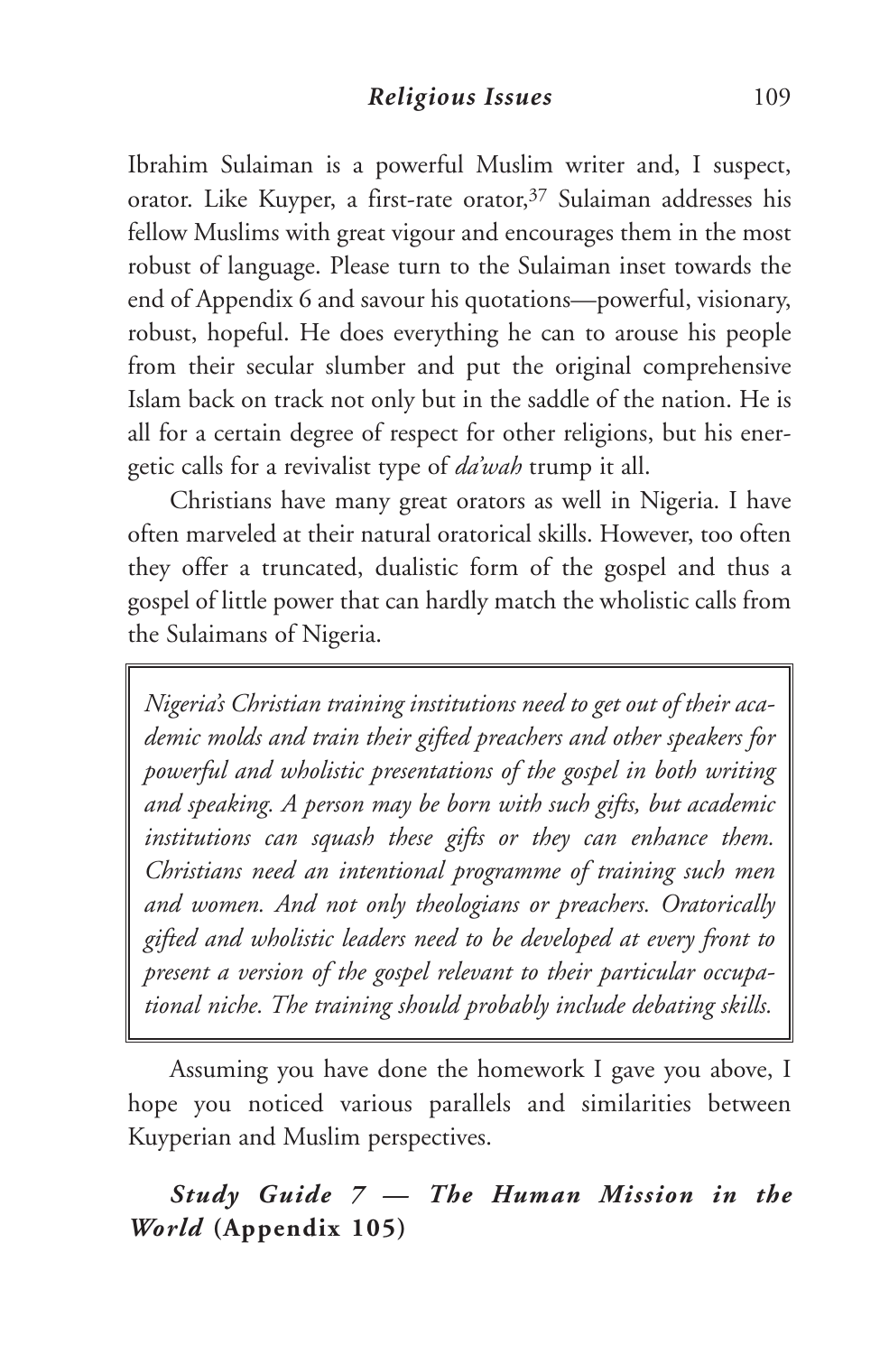Ibrahim Sulaiman is a powerful Muslim writer and, I suspect, orator. Like Kuyper, a first-rate orator,[37] Sulaiman addresses his fellow Muslims with great vigour and encourages them in the most robust of language. Please turn to the Sulaiman inset towards the end of Appendix 6 and savour his quotations—powerful, visionary, robust, hopeful. He does everything he can to arouse his people from their secular slumber and put the original comprehensive Islam back on track not only but in the saddle of the nation. He is all for a certain degree of respect for other religions, but his energetic calls for a revivalist type of *da'wah* trump it all.

Christians have many great orators as well in Nigeria. I have often marveled at their natural oratorical skills. However, too often they offer a truncated, dualistic form of the gospel and thus a gospel of little power that can hardly match the wholistic calls from the Sulaimans of Nigeria.

> *Nigeria's Christian training institutions need to get out of their academic molds and train their gifted preachers and other speakers for powerful and wholistic presentations of the gospel in both writing and speaking. A person may be born with such gifts, but academic institutions can squash these gifts or they can enhance them. Christians need an intentional programme of training such men and women. And not only theologians or preachers. Oratorically gifted and wholistic leaders need to be developed at every front to present a version of the gospel relevant to their particular occupational niche. The training should probably include debating skills.*

Assuming you have done the homework I gave you above, I hope you noticed various parallels and similarities between Kuyperian and Muslim perspectives.

### *Study Guide 7 — The Human Mission in the World* (Appendix 105)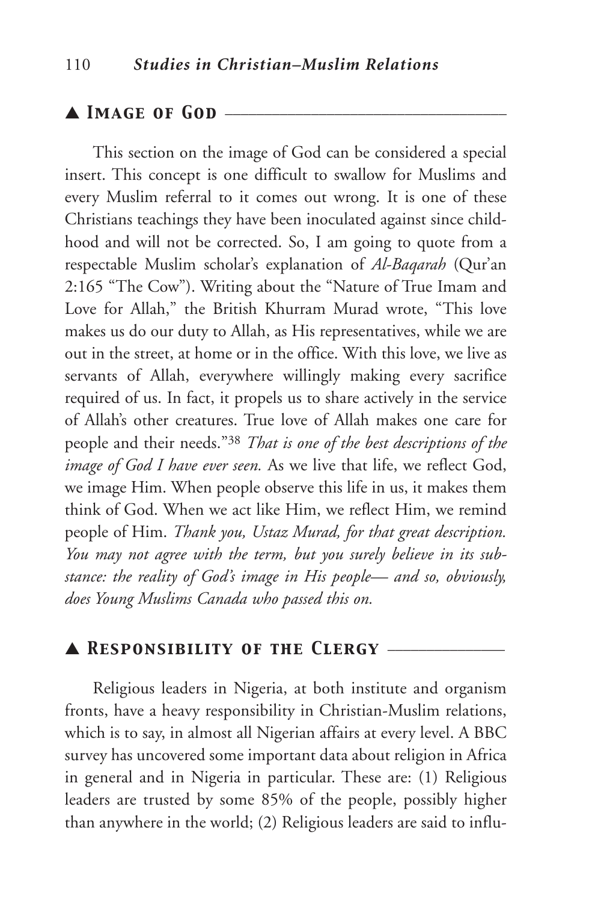## ▲ Image of God

This section on the image of God can be considered a special insert. This concept is one difficult to swallow for Muslims and every Muslim referral to it comes out wrong. It is one of these Christians teachings they have been inoculated against since childhood and will not be corrected. So, I am going to quote from a respectable Muslim scholar's explanation of *Al-Baqarah* (Qur'an 2:165 "The Cow"). Writing about the "Nature of True Imam and Love for Allah," the British Khurram Murad wrote, "This love makes us do our duty to Allah, as His representatives, while we are out in the street, at home or in the office. With this love, we live as servants of Allah, everywhere willingly making every sacrifice required of us. In fact, it propels us to share actively in the service of Allah's other creatures. True love of Allah makes one care for people and their needs."[38] *That is one of the best descriptions of the image of God I have ever seen.* As we live that life, we reflect God, we image Him. When people observe this life in us, it makes them think of God. When we act like Him, we reflect Him, we remind people of Him. *Thank you, Ustaz Murad, for that great description. You may not agree with the term, but you surely believe in its substance: the reality of God's image in His people— and so, obviously, does Young Muslims Canada who passed this on.*

## ▲ Responsibility of the Clergy

Religious leaders in Nigeria, at both institute and organism fronts, have a heavy responsibility in Christian-Muslim relations, which is to say, in almost all Nigerian affairs at every level. A BBC survey has uncovered some important data about religion in Africa in general and in Nigeria in particular. These are: (1) Religious leaders are trusted by some 85% of the people, possibly higher than anywhere in the world; (2) Religious leaders are said to influ-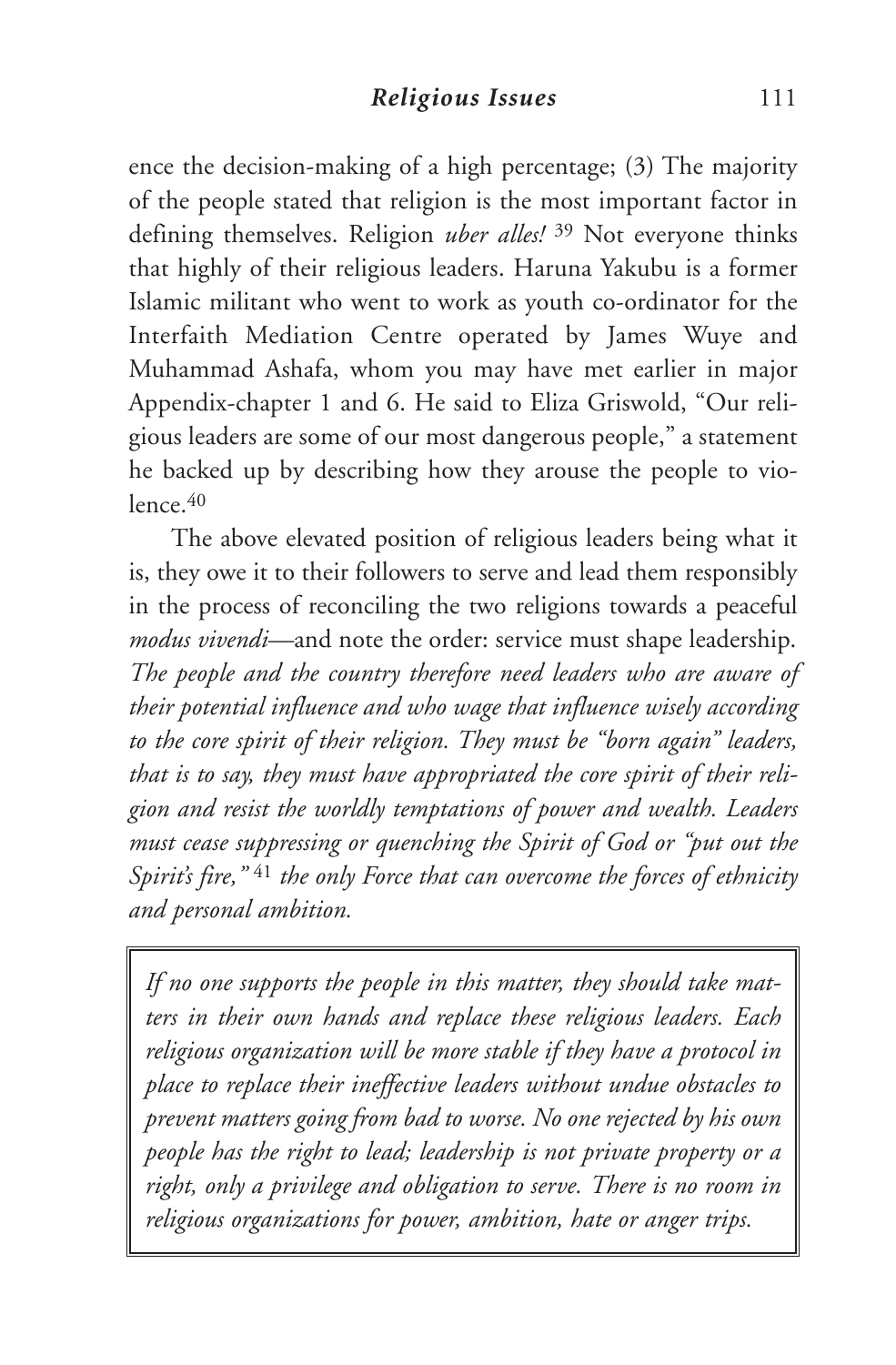ence the decision-making of a high percentage; (3) The majority of the people stated that religion is the most important factor in defining themselves. Religion *uber alles!* [39] Not everyone thinks that highly of their religious leaders. Haruna Yakubu is a former Islamic militant who went to work as youth co-ordinator for the Interfaith Mediation Centre operated by James Wuye and Muhammad Ashafa, whom you may have met earlier in major Appendix-chapter 1 and 6. He said to Eliza Griswold, "Our religious leaders are some of our most dangerous people," a statement he backed up by describing how they arouse the people to violence.[40]

The above elevated position of religious leaders being what it is, they owe it to their followers to serve and lead them responsibly in the process of reconciling the two religions towards a peaceful *modus vivendi*—and note the order: service must shape leadership. *The people and the country therefore need leaders who are aware of their potential influence and who wage that influence wisely according to the core spirit of their religion. They must be "born again" leaders, that is to say, they must have appropriated the core spirit of their religion and resist the worldly temptations of power and wealth. Leaders must cease suppressing or quenching the Spirit of God or "put out the Spirit's fire,"* [41] *the only Force that can overcome the forces of ethnicity and personal ambition.*

> *If no one supports the people in this matter, they should take matters in their own hands and replace these religious leaders. Each religious organization will be more stable if they have a protocol in place to replace their ineffective leaders without undue obstacles to prevent matters going from bad to worse. No one rejected by his own people has the right to lead; leadership is not private property or a right, only a privilege and obligation to serve. There is no room in religious organizations for power, ambition, hate or anger trips.*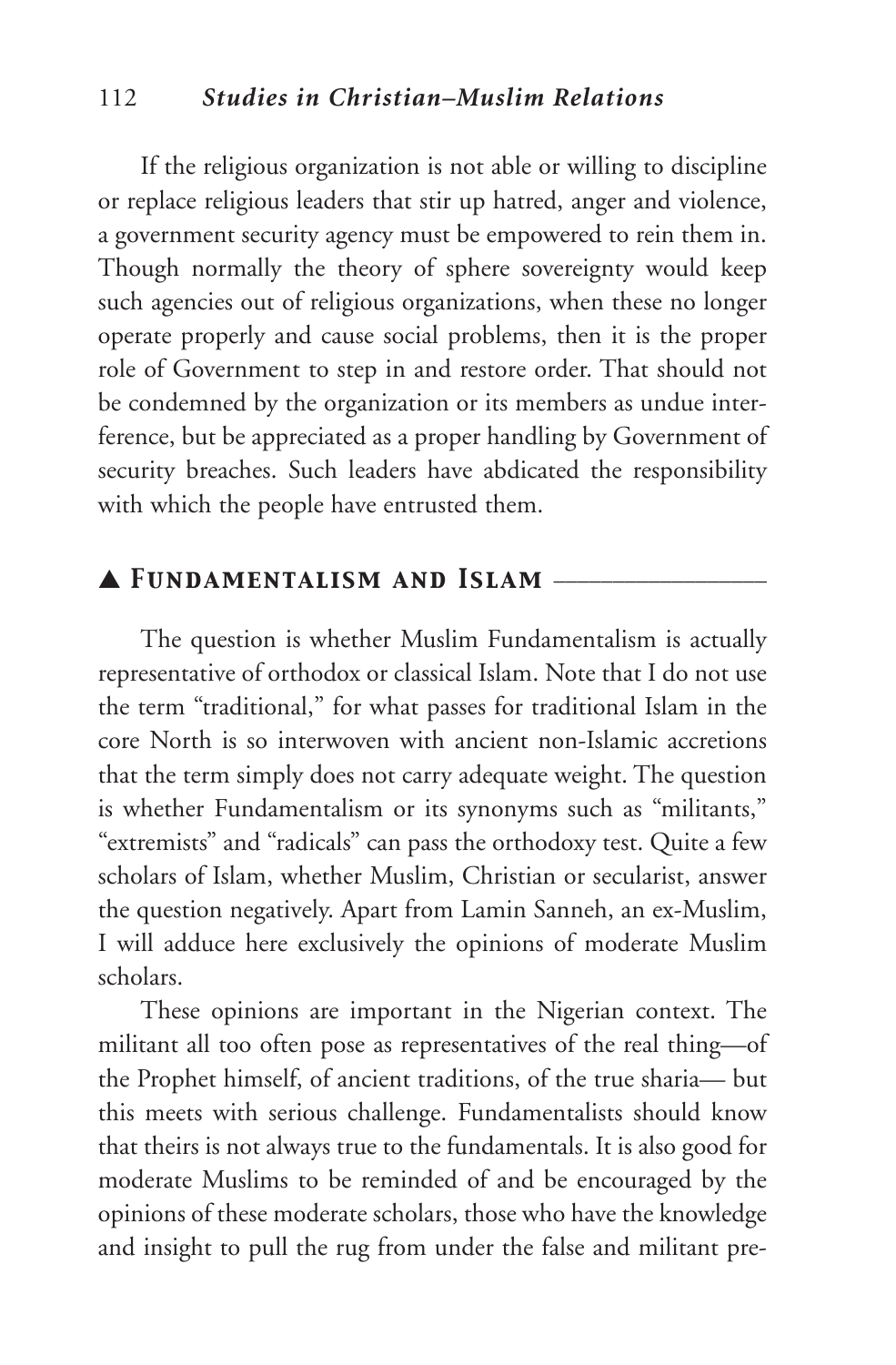If the religious organization is not able or willing to discipline or replace religious leaders that stir up hatred, anger and violence, a government security agency must be empowered to rein them in. Though normally the theory of sphere sovereignty would keep such agencies out of religious organizations, when these no longer operate properly and cause social problems, then it is the proper role of Government to step in and restore order. That should not be condemned by the organization or its members as undue interference, but be appreciated as a proper handling by Government of security breaches. Such leaders have abdicated the responsibility with which the people have entrusted them.

## ▲ Fundamentalism and Islam

The question is whether Muslim Fundamentalism is actually representative of orthodox or classical Islam. Note that I do not use the term "traditional," for what passes for traditional Islam in the core North is so interwoven with ancient non-Islamic accretions that the term simply does not carry adequate weight. The question is whether Fundamentalism or its synonyms such as "militants," "extremists" and "radicals" can pass the orthodoxy test. Quite a few scholars of Islam, whether Muslim, Christian or secularist, answer the question negatively. Apart from Lamin Sanneh, an ex-Muslim, I will adduce here exclusively the opinions of moderate Muslim scholars.

These opinions are important in the Nigerian context. The militant all too often pose as representatives of the real thing—of the Prophet himself, of ancient traditions, of the true sharia— but this meets with serious challenge. Fundamentalists should know that theirs is not always true to the fundamentals. It is also good for moderate Muslims to be reminded of and be encouraged by the opinions of these moderate scholars, those who have the knowledge and insight to pull the rug from under the false and militant pre-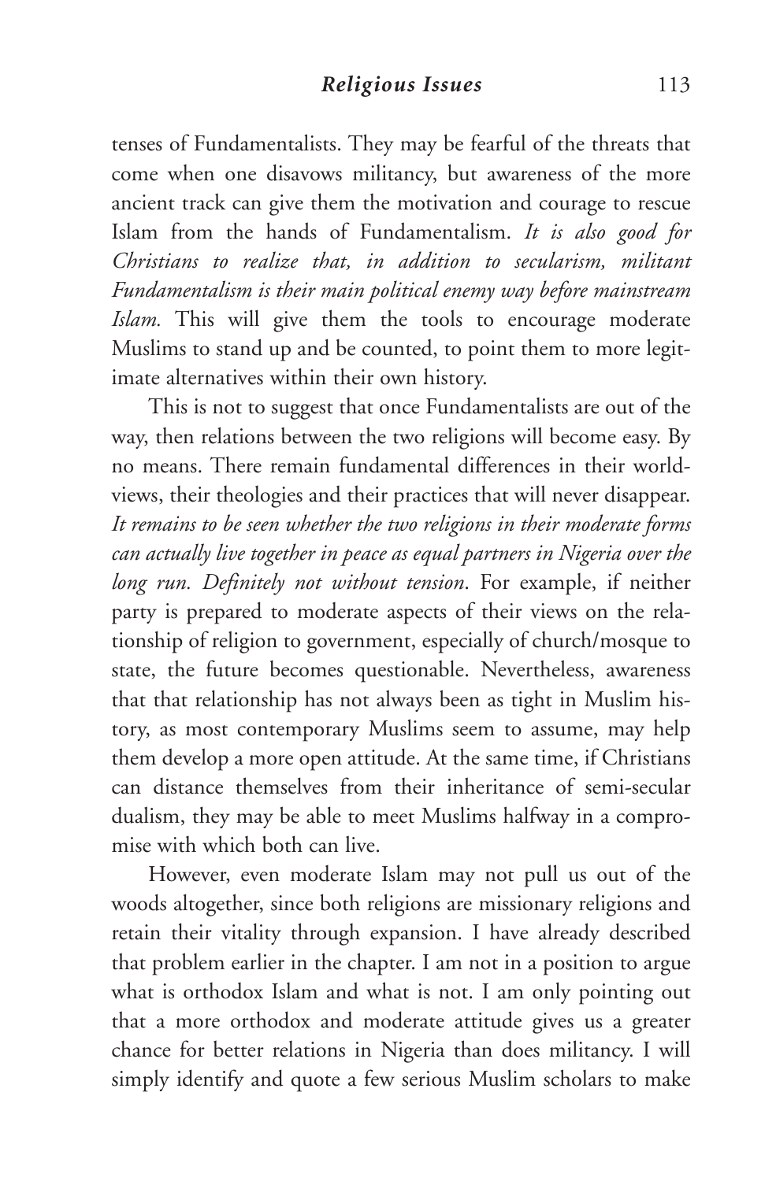tenses of Fundamentalists. They may be fearful of the threats that come when one disavows militancy, but awareness of the more ancient track can give them the motivation and courage to rescue Islam from the hands of Fundamentalism. *It is also good for Christians to realize that, in addition to secularism, militant Fundamentalism is their main political enemy way before mainstream Islam.* This will give them the tools to encourage moderate Muslims to stand up and be counted, to point them to more legitimate alternatives within their own history.

This is not to suggest that once Fundamentalists are out of the way, then relations between the two religions will become easy. By no means. There remain fundamental differences in their worldviews, their theologies and their practices that will never disappear. *It remains to be seen whether the two religions in their moderate forms can actually live together in peace as equal partners in Nigeria over the long run. Definitely not without tension*. For example, if neither party is prepared to moderate aspects of their views on the relationship of religion to government, especially of church/mosque to state, the future becomes questionable. Nevertheless, awareness that that relationship has not always been as tight in Muslim history, as most contemporary Muslims seem to assume, may help them develop a more open attitude. At the same time, if Christians can distance themselves from their inheritance of semi-secular dualism, they may be able to meet Muslims halfway in a compromise with which both can live.

However, even moderate Islam may not pull us out of the woods altogether, since both religions are missionary religions and retain their vitality through expansion. I have already described that problem earlier in the chapter. I am not in a position to argue what is orthodox Islam and what is not. I am only pointing out that a more orthodox and moderate attitude gives us a greater chance for better relations in Nigeria than does militancy. I will simply identify and quote a few serious Muslim scholars to make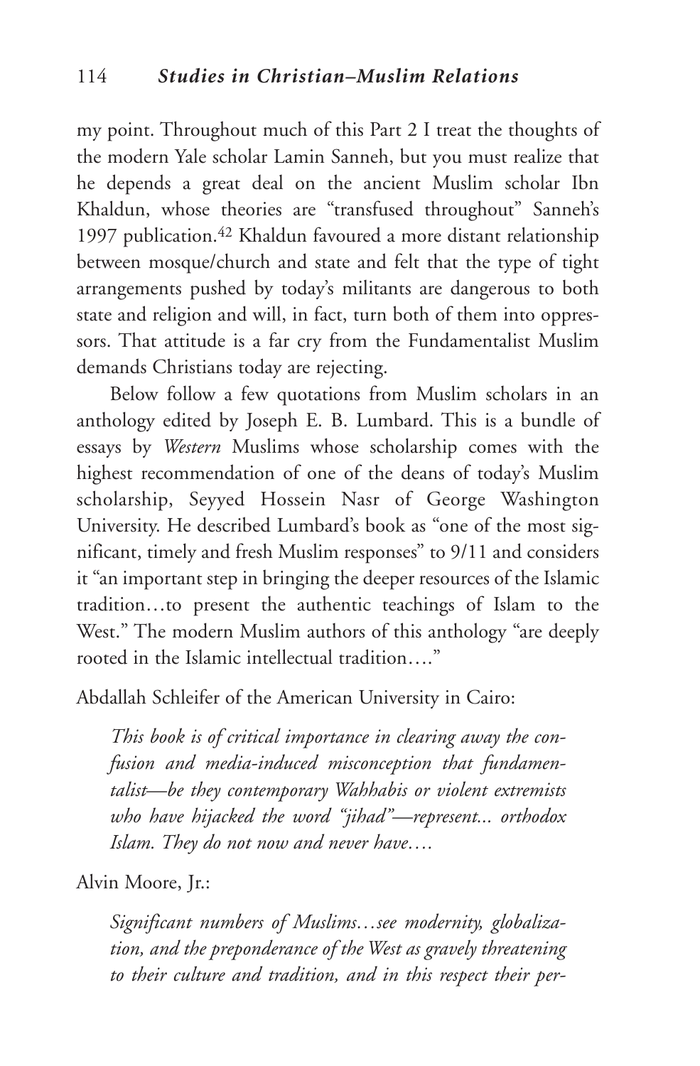my point. Throughout much of this Part 2 I treat the thoughts of the modern Yale scholar Lamin Sanneh, but you must realize that he depends a great deal on the ancient Muslim scholar Ibn Khaldun, whose theories are "transfused throughout" Sanneh's 1997 publication.[42] Khaldun favoured a more distant relationship between mosque/church and state and felt that the type of tight arrangements pushed by today's militants are dangerous to both state and religion and will, in fact, turn both of them into oppressors. That attitude is a far cry from the Fundamentalist Muslim demands Christians today are rejecting.

Below follow a few quotations from Muslim scholars in an anthology edited by Joseph E. B. Lumbard. This is a bundle of essays by *Western* Muslims whose scholarship comes with the highest recommendation of one of the deans of today's Muslim scholarship, Seyyed Hossein Nasr of George Washington University. He described Lumbard's book as "one of the most significant, timely and fresh Muslim responses" to 9/11 and considers it "an important step in bringing the deeper resources of the Islamic tradition…to present the authentic teachings of Islam to the West." The modern Muslim authors of this anthology "are deeply rooted in the Islamic intellectual tradition…."

Abdallah Schleifer of the American University in Cairo:

> *This book is of critical importance in clearing away the confusion and media-induced misconception that fundamentalist—be they contemporary Wahhabis or violent extremists who have hijacked the word "jihad"—represent... orthodox Islam. They do not now and never have….*

Alvin Moore, Jr.:

> *Significant numbers of Muslims…see modernity, globalization, and the preponderance of the West as gravely threatening to their culture and tradition, and in this respect their per-*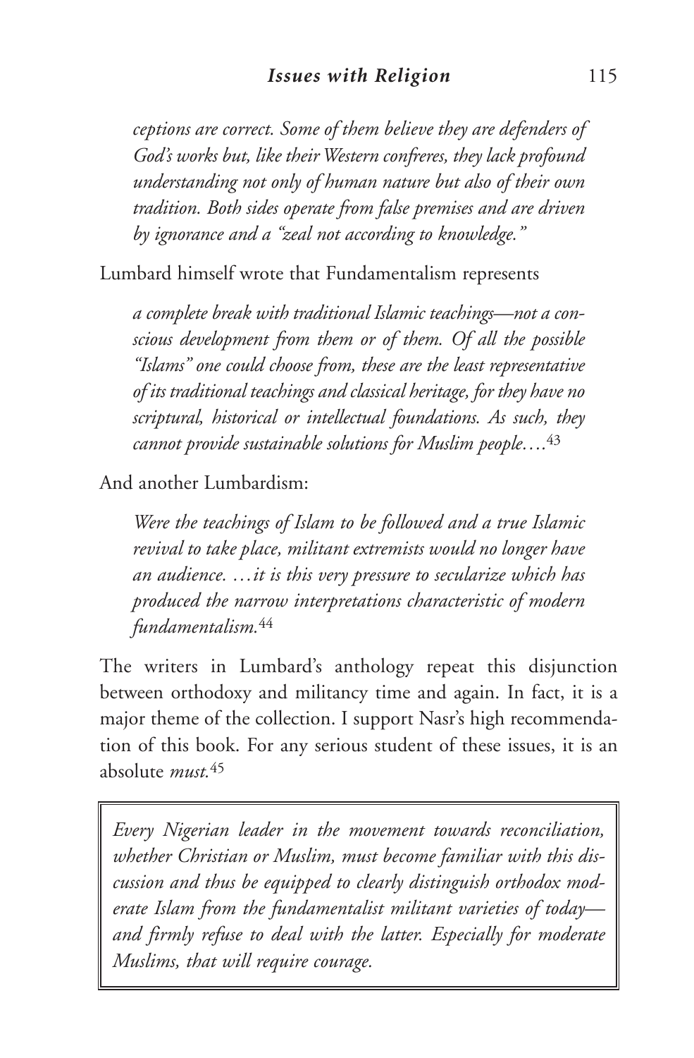*ceptions are correct. Some of them believe they are defenders of God's works but, like their Western confreres, they lack profound understanding not only of human nature but also of their own tradition. Both sides operate from false premises and are driven by ignorance and a "zeal not according to knowledge."*

Lumbard himself wrote that Fundamentalism represents

> *a complete break with traditional Islamic teachings—not a conscious development from them or of them. Of all the possible "Islams" one could choose from, these are the least representative of its traditional teachings and classical heritage, for they have no scriptural, historical or intellectual foundations. As such, they cannot provide sustainable solutions for Muslim people….*[43]

And another Lumbardism:

> *Were the teachings of Islam to be followed and a true Islamic revival to take place, militant extremists would no longer have an audience. …it is this very pressure to secularize which has produced the narrow interpretations characteristic of modern fundamentalism.*[44]

The writers in Lumbard's anthology repeat this disjunction between orthodoxy and militancy time and again. In fact, it is a major theme of the collection. I support Nasr's high recommendation of this book. For any serious student of these issues, it is an absolute *must.*[45]

> *Every Nigerian leader in the movement towards reconciliation, whether Christian or Muslim, must become familiar with this discussion and thus be equipped to clearly distinguish orthodox moderate Islam from the fundamentalist militant varieties of today—and firmly refuse to deal with the latter. Especially for moderate Muslims, that will require courage.*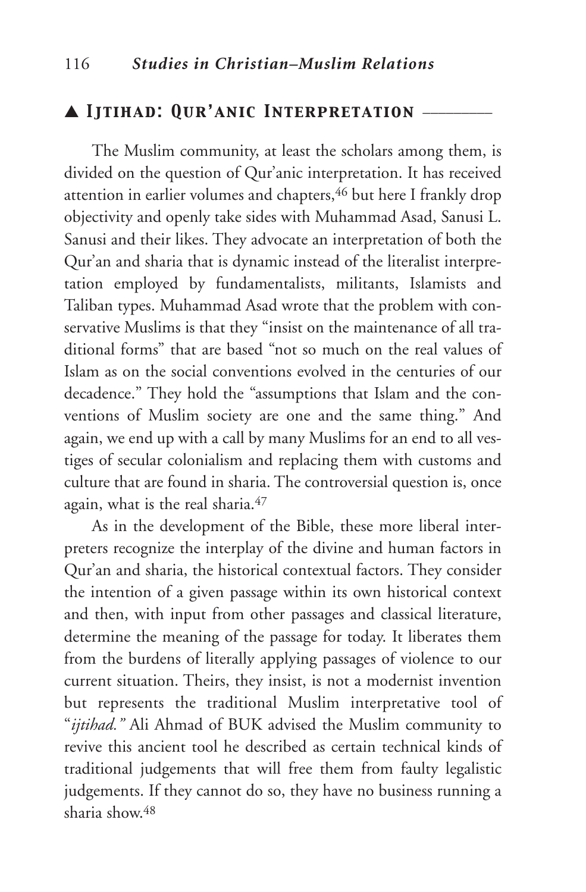## ▲ Ijtihad: Qur'anic Interpretation

The Muslim community, at least the scholars among them, is divided on the question of Qur'anic interpretation. It has received attention in earlier volumes and chapters,[46] but here I frankly drop objectivity and openly take sides with Muhammad Asad, Sanusi L. Sanusi and their likes. They advocate an interpretation of both the Qur'an and sharia that is dynamic instead of the literalist interpretation employed by fundamentalists, militants, Islamists and Taliban types. Muhammad Asad wrote that the problem with conservative Muslims is that they "insist on the maintenance of all traditional forms" that are based "not so much on the real values of Islam as on the social conventions evolved in the centuries of our decadence." They hold the "assumptions that Islam and the conventions of Muslim society are one and the same thing." And again, we end up with a call by many Muslims for an end to all vestiges of secular colonialism and replacing them with customs and culture that are found in sharia. The controversial question is, once again, what is the real sharia.[47]

As in the development of the Bible, these more liberal interpreters recognize the interplay of the divine and human factors in Qur'an and sharia, the historical contextual factors. They consider the intention of a given passage within its own historical context and then, with input from other passages and classical literature, determine the meaning of the passage for today. It liberates them from the burdens of literally applying passages of violence to our current situation. Theirs, they insist, is not a modernist invention but represents the traditional Muslim interpretative tool of "*ijtihad.*" Ali Ahmad of BUK advised the Muslim community to revive this ancient tool he described as certain technical kinds of traditional judgements that will free them from faulty legalistic judgements. If they cannot do so, they have no business running a sharia show.[48]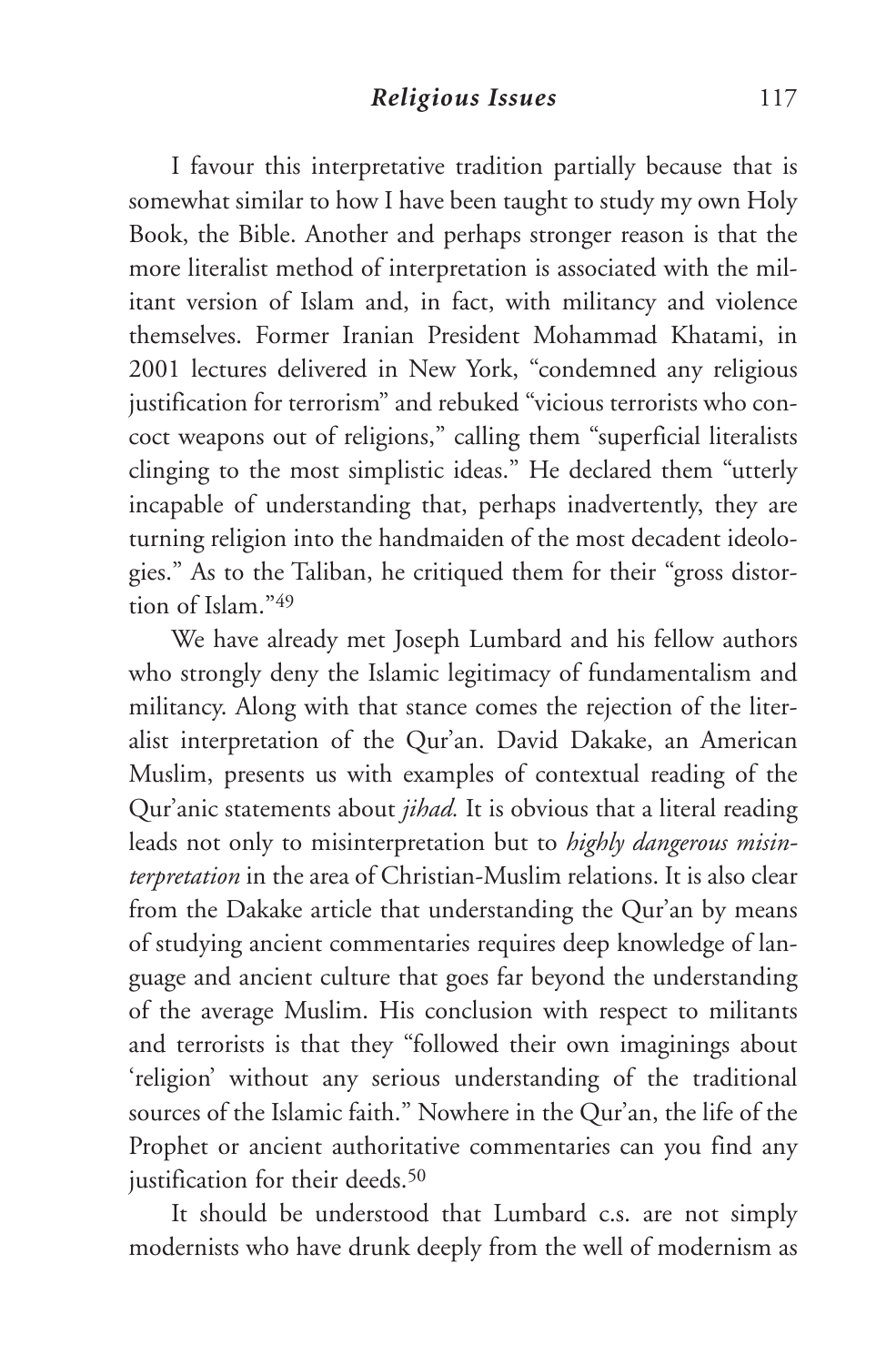I favour this interpretative tradition partially because that is somewhat similar to how I have been taught to study my own Holy Book, the Bible. Another and perhaps stronger reason is that the more literalist method of interpretation is associated with the militant version of Islam and, in fact, with militancy and violence themselves. Former Iranian President Mohammad Khatami, in 2001 lectures delivered in New York, "condemned any religious justification for terrorism" and rebuked "vicious terrorists who concoct weapons out of religions," calling them "superficial literalists clinging to the most simplistic ideas." He declared them "utterly incapable of understanding that, perhaps inadvertently, they are turning religion into the handmaiden of the most decadent ideologies." As to the Taliban, he critiqued them for their "gross distortion of Islam."[49]

We have already met Joseph Lumbard and his fellow authors who strongly deny the Islamic legitimacy of fundamentalism and militancy. Along with that stance comes the rejection of the literalist interpretation of the Qur'an. David Dakake, an American Muslim, presents us with examples of contextual reading of the Qur'anic statements about *jihad.* It is obvious that a literal reading leads not only to misinterpretation but to *highly dangerous misinterpretation* in the area of Christian-Muslim relations. It is also clear from the Dakake article that understanding the Qur'an by means of studying ancient commentaries requires deep knowledge of language and ancient culture that goes far beyond the understanding of the average Muslim. His conclusion with respect to militants and terrorists is that they "followed their own imaginings about 'religion' without any serious understanding of the traditional sources of the Islamic faith." Nowhere in the Qur'an, the life of the Prophet or ancient authoritative commentaries can you find any justification for their deeds.[50]

It should be understood that Lumbard c.s. are not simply modernists who have drunk deeply from the well of modernism as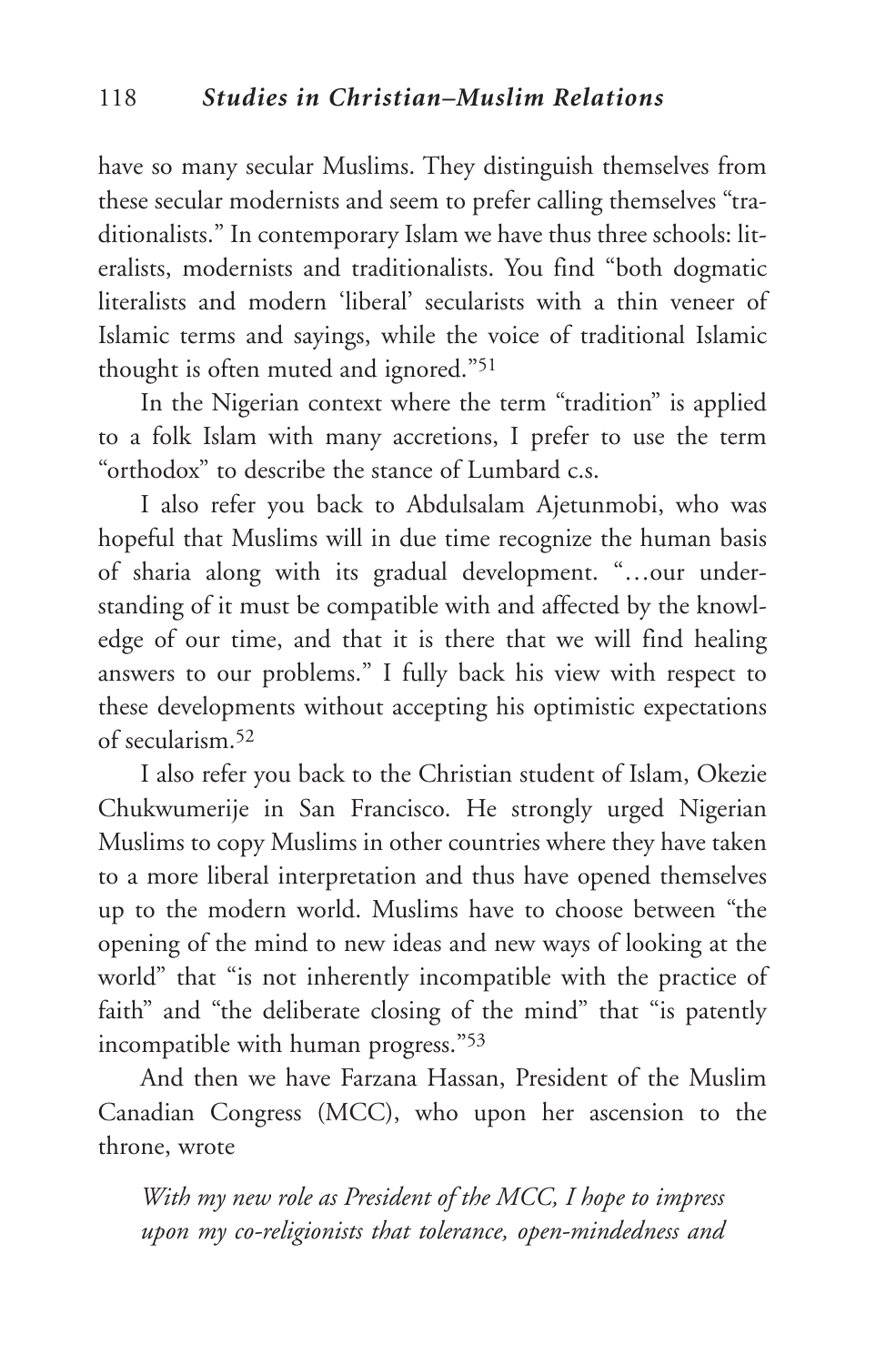have so many secular Muslims. They distinguish themselves from these secular modernists and seem to prefer calling themselves "traditionalists." In contemporary Islam we have thus three schools: literalists, modernists and traditionalists. You find "both dogmatic literalists and modern 'liberal' secularists with a thin veneer of Islamic terms and sayings, while the voice of traditional Islamic thought is often muted and ignored."[51]

In the Nigerian context where the term "tradition" is applied to a folk Islam with many accretions, I prefer to use the term "orthodox" to describe the stance of Lumbard c.s.

I also refer you back to Abdulsalam Ajetunmobi, who was hopeful that Muslims will in due time recognize the human basis of sharia along with its gradual development. "…our understanding of it must be compatible with and affected by the knowledge of our time, and that it is there that we will find healing answers to our problems." I fully back his view with respect to these developments without accepting his optimistic expectations of secularism.[52]

I also refer you back to the Christian student of Islam, Okezie Chukwumerije in San Francisco. He strongly urged Nigerian Muslims to copy Muslims in other countries where they have taken to a more liberal interpretation and thus have opened themselves up to the modern world. Muslims have to choose between "the opening of the mind to new ideas and new ways of looking at the world" that "is not inherently incompatible with the practice of faith" and "the deliberate closing of the mind" that "is patently incompatible with human progress."[53]

And then we have Farzana Hassan, President of the Muslim Canadian Congress (MCC), who upon her ascension to the throne, wrote

> *With my new role as President of the MCC, I hope to impress upon my co-religionists that tolerance, open-mindedness and*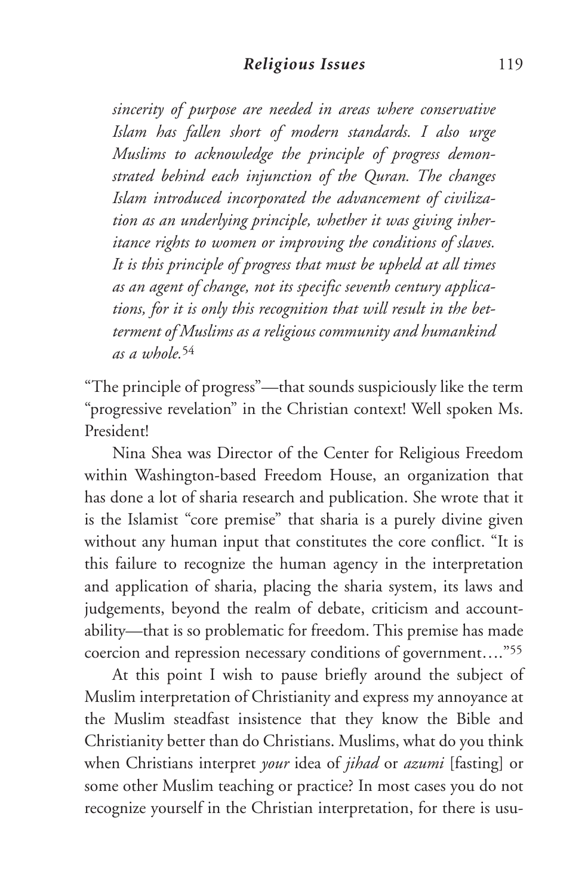*sincerity of purpose are needed in areas where conservative Islam has fallen short of modern standards. I also urge Muslims to acknowledge the principle of progress demonstrated behind each injunction of the Quran. The changes Islam introduced incorporated the advancement of civilization as an underlying principle, whether it was giving inheritance rights to women or improving the conditions of slaves. It is this principle of progress that must be upheld at all times as an agent of change, not its specific seventh century applications, for it is only this recognition that will result in the betterment of Muslims as a religious community and humankind as a whole.*[54]

"The principle of progress"—that sounds suspiciously like the term "progressive revelation" in the Christian context! Well spoken Ms. President!

Nina Shea was Director of the Center for Religious Freedom within Washington-based Freedom House, an organization that has done a lot of sharia research and publication. She wrote that it is the Islamist "core premise" that sharia is a purely divine given without any human input that constitutes the core conflict. "It is this failure to recognize the human agency in the interpretation and application of sharia, placing the sharia system, its laws and judgements, beyond the realm of debate, criticism and accountability—that is so problematic for freedom. This premise has made coercion and repression necessary conditions of government…."[55]

At this point I wish to pause briefly around the subject of Muslim interpretation of Christianity and express my annoyance at the Muslim steadfast insistence that they know the Bible and Christianity better than do Christians. Muslims, what do you think when Christians interpret *your* idea of *jihad* or *azumi* [fasting] or some other Muslim teaching or practice? In most cases you do not recognize yourself in the Christian interpretation, for there is usu-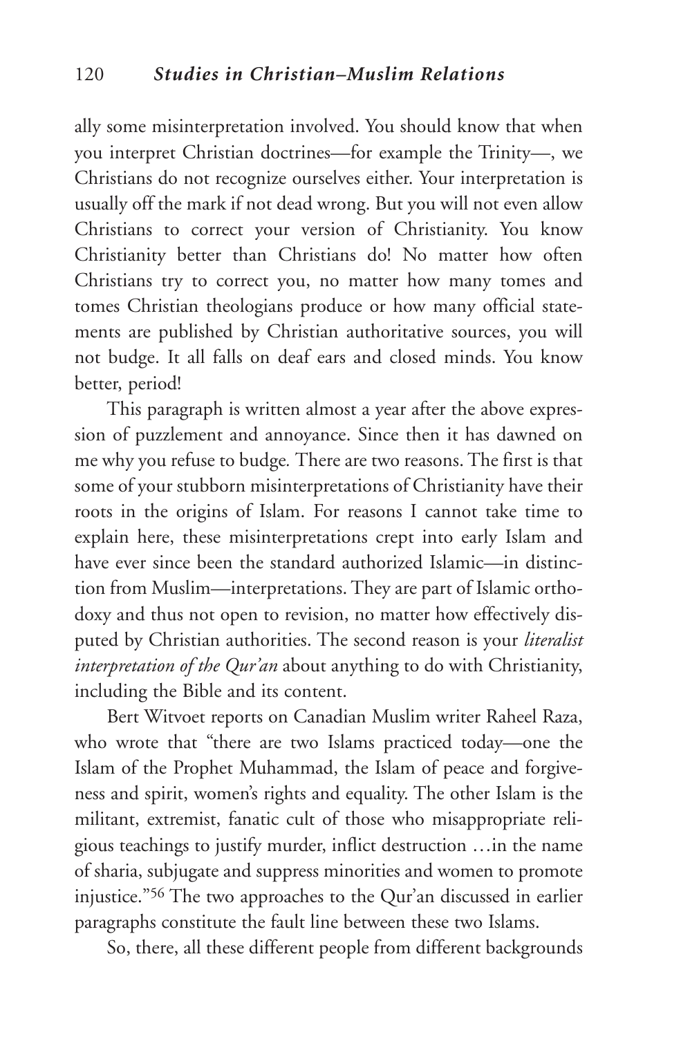ally some misinterpretation involved. You should know that when you interpret Christian doctrines—for example the Trinity—, we Christians do not recognize ourselves either. Your interpretation is usually off the mark if not dead wrong. But you will not even allow Christians to correct your version of Christianity. You know Christianity better than Christians do! No matter how often Christians try to correct you, no matter how many tomes and tomes Christian theologians produce or how many official statements are published by Christian authoritative sources, you will not budge. It all falls on deaf ears and closed minds. You know better, period!

This paragraph is written almost a year after the above expression of puzzlement and annoyance. Since then it has dawned on me why you refuse to budge. There are two reasons. The first is that some of your stubborn misinterpretations of Christianity have their roots in the origins of Islam. For reasons I cannot take time to explain here, these misinterpretations crept into early Islam and have ever since been the standard authorized Islamic—in distinction from Muslim—interpretations. They are part of Islamic orthodoxy and thus not open to revision, no matter how effectively disputed by Christian authorities. The second reason is your *literalist interpretation of the Qur'an* about anything to do with Christianity, including the Bible and its content.

Bert Witvoet reports on Canadian Muslim writer Raheel Raza, who wrote that "there are two Islams practiced today—one the Islam of the Prophet Muhammad, the Islam of peace and forgiveness and spirit, women's rights and equality. The other Islam is the militant, extremist, fanatic cult of those who misappropriate religious teachings to justify murder, inflict destruction …in the name of sharia, subjugate and suppress minorities and women to promote injustice."[56] The two approaches to the Qur'an discussed in earlier paragraphs constitute the fault line between these two Islams.

So, there, all these different people from different backgrounds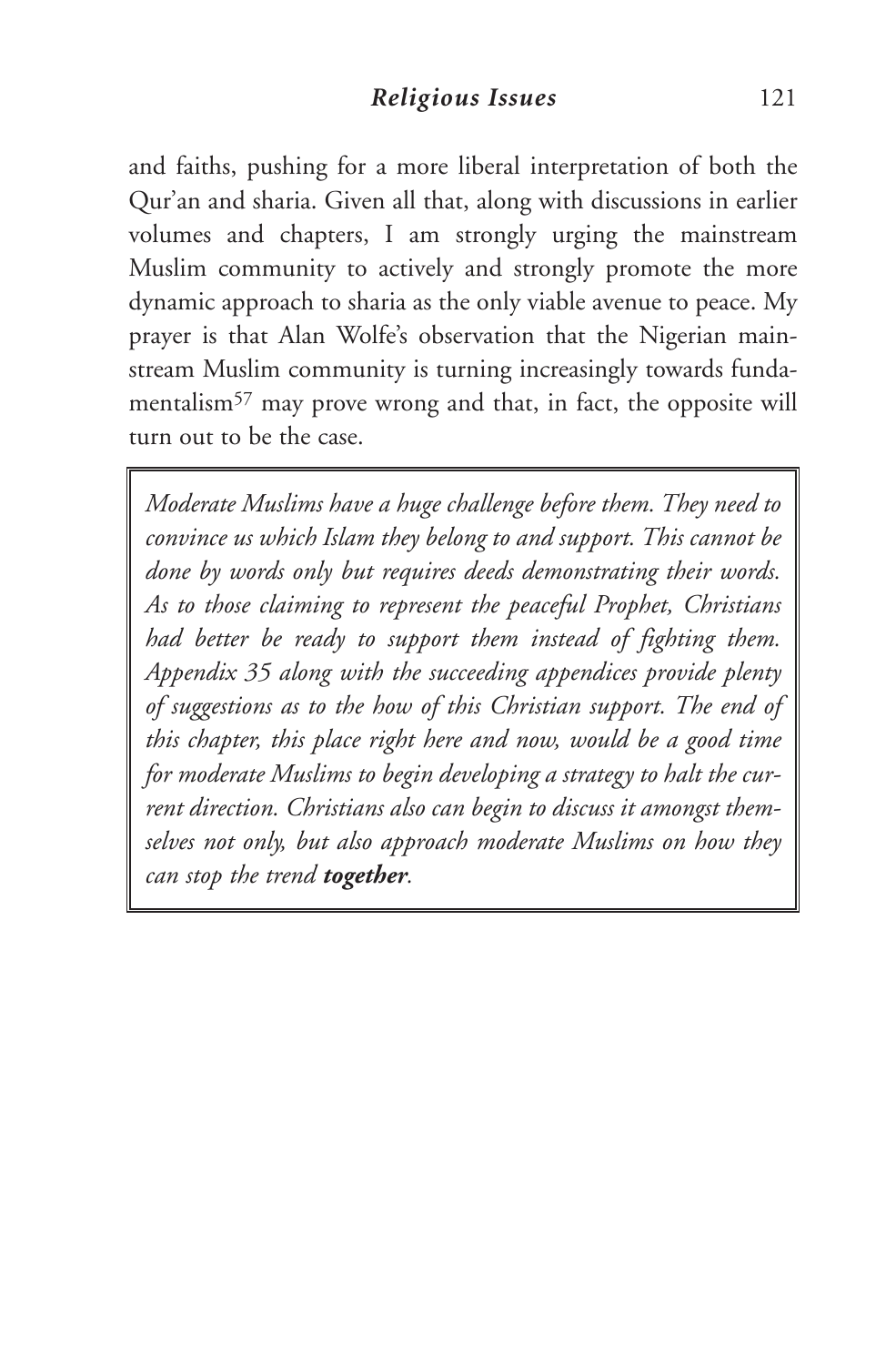and faiths, pushing for a more liberal interpretation of both the Qur'an and sharia. Given all that, along with discussions in earlier volumes and chapters, I am strongly urging the mainstream Muslim community to actively and strongly promote the more dynamic approach to sharia as the only viable avenue to peace. My prayer is that Alan Wolfe's observation that the Nigerian mainstream Muslim community is turning increasingly towards fundamentalism[57] may prove wrong and that, in fact, the opposite will turn out to be the case.

> *Moderate Muslims have a huge challenge before them. They need to convince us which Islam they belong to and support. This cannot be done by words only but requires deeds demonstrating their words. As to those claiming to represent the peaceful Prophet, Christians had better be ready to support them instead of fighting them. Appendix 35 along with the succeeding appendices provide plenty of suggestions as to the how of this Christian support. The end of this chapter, this place right here and now, would be a good time for moderate Muslims to begin developing a strategy to halt the current direction. Christians also can begin to discuss it amongst themselves not only, but also approach moderate Muslims on how they can stop the trend* ***together****.*